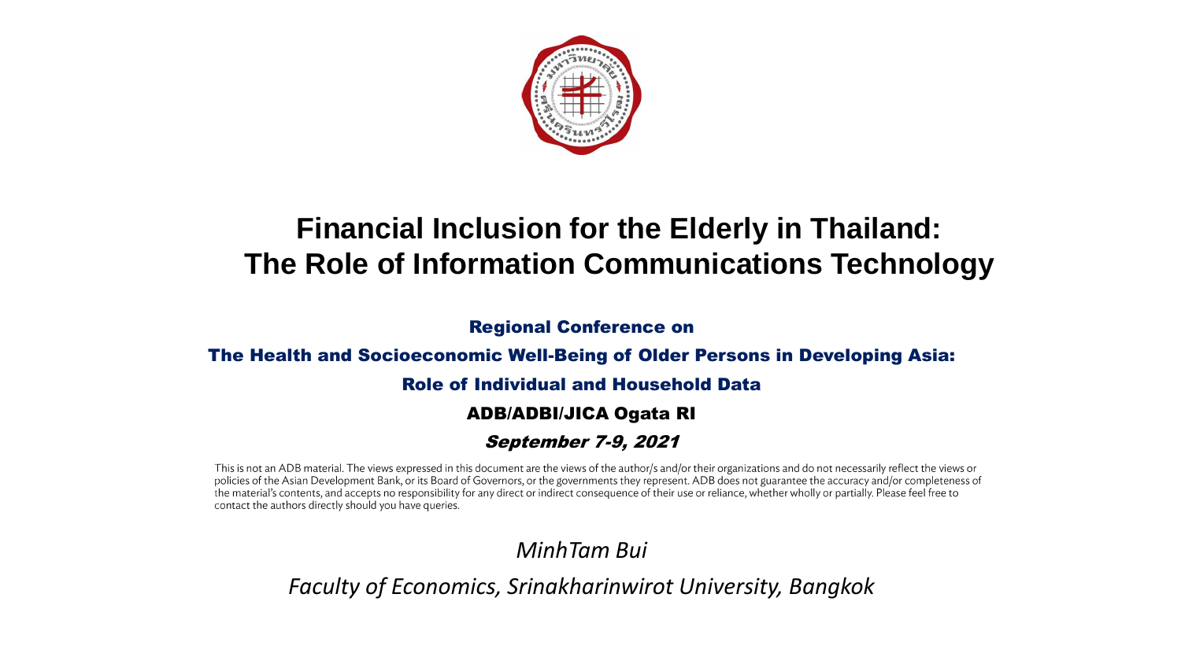# Financial Inclusion for the Elderly in Thailand: The Role of Information Communications Technology

**Regional Conference on**

**The Health and Socioeconomic Well-Being of Older Persons in Developing Asia:**

**Role of Individual and Household Data**

**ADB/ADBI/JICA Ogata RI**

***September 7-9, 2021***

This is not an ADB material. The views expressed in this document are the views of the author/s and/or their organizations and do not necessarily reflect the views or policies of the Asian Development Bank, or its Board of Governors, or the governments they represent. ADB does not guarantee the accuracy and/or completeness of the material's contents, and accepts no responsibility for any direct or indirect consequence of their use or reliance, whether wholly or partially. Please feel free to contact the authors directly should you have queries.

*MinhTam Bui*

*Faculty of Economics, Srinakharinwirot University, Bangkok*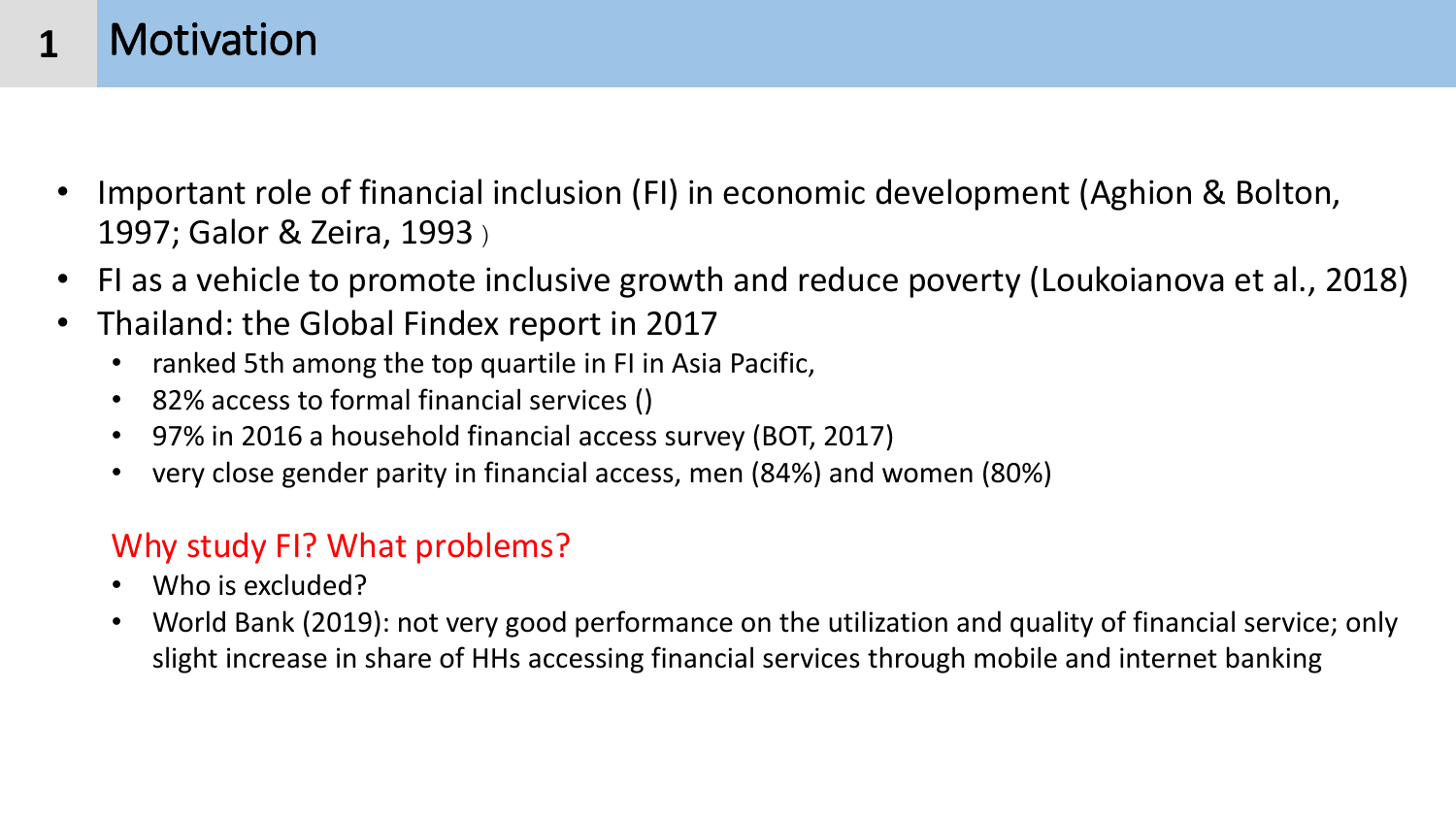# 1 Motivation

- Important role of financial inclusion (FI) in economic development (Aghion & Bolton, 1997; Galor & Zeira, 1993 )
- FI as a vehicle to promote inclusive growth and reduce poverty (Loukoianova et al., 2018)
- Thailand: the Global Findex report in 2017
  - ranked 5th among the top quartile in FI in Asia Pacific,
  - 82% access to formal financial services ()
  - 97% in 2016 a household financial access survey (BOT, 2017)
  - very close gender parity in financial access, men (84%) and women (80%)

Why study FI? What problems?

- Who is excluded?
- World Bank (2019): not very good performance on the utilization and quality of financial service; only slight increase in share of HHs accessing financial services through mobile and internet banking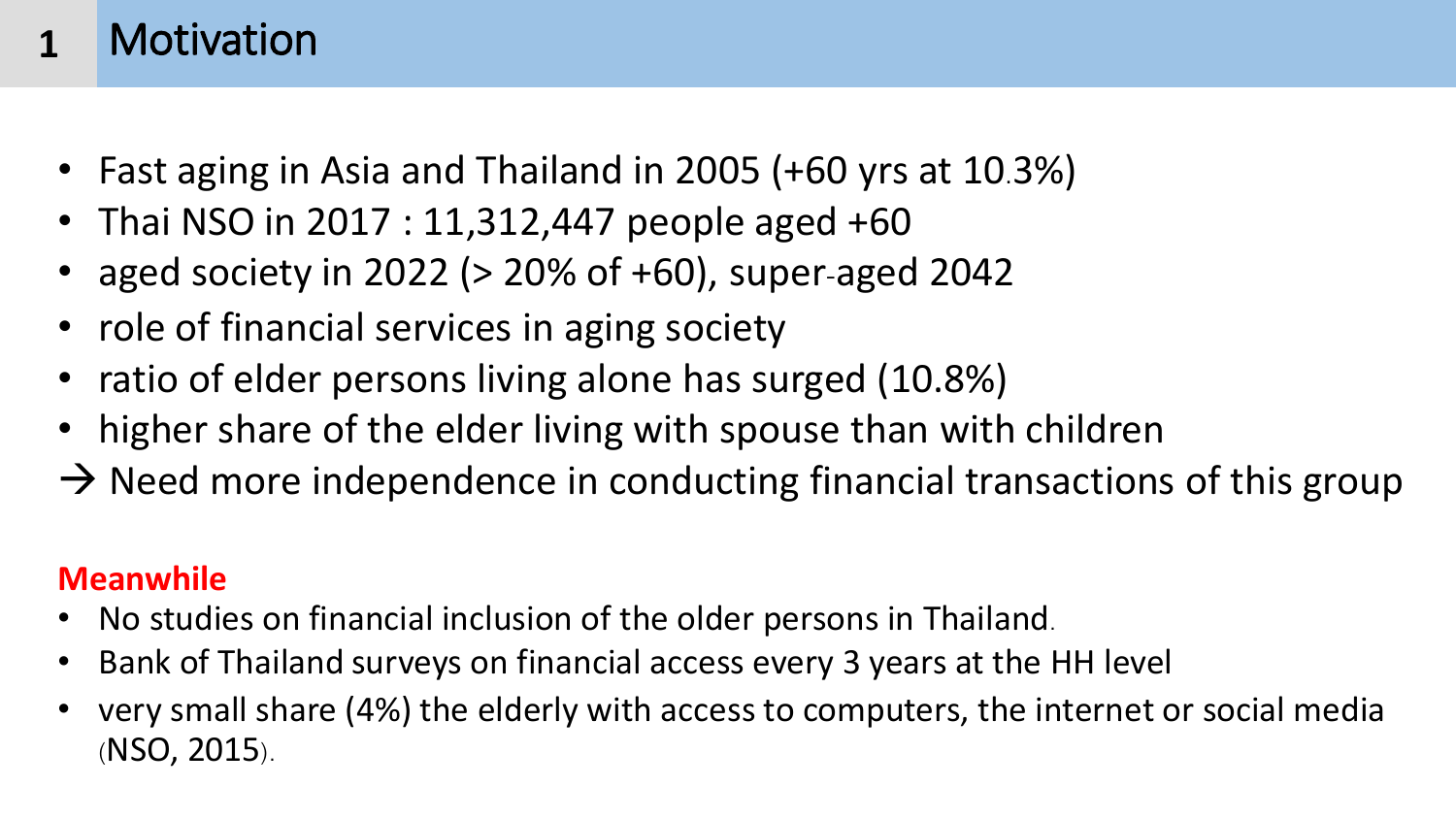# 1 Motivation

- Fast aging in Asia and Thailand in 2005 (+60 yrs at 10.3%)
- Thai NSO in 2017 : 11,312,447 people aged +60
- aged society in 2022 (> 20% of +60), super-aged 2042
- role of financial services in aging society
- ratio of elder persons living alone has surged (10.8%)
- higher share of the elder living with spouse than with children

→ Need more independence in conducting financial transactions of this group

**Meanwhile**

- No studies on financial inclusion of the older persons in Thailand.
- Bank of Thailand surveys on financial access every 3 years at the HH level
- very small share (4%) the elderly with access to computers, the internet or social media (NSO, 2015).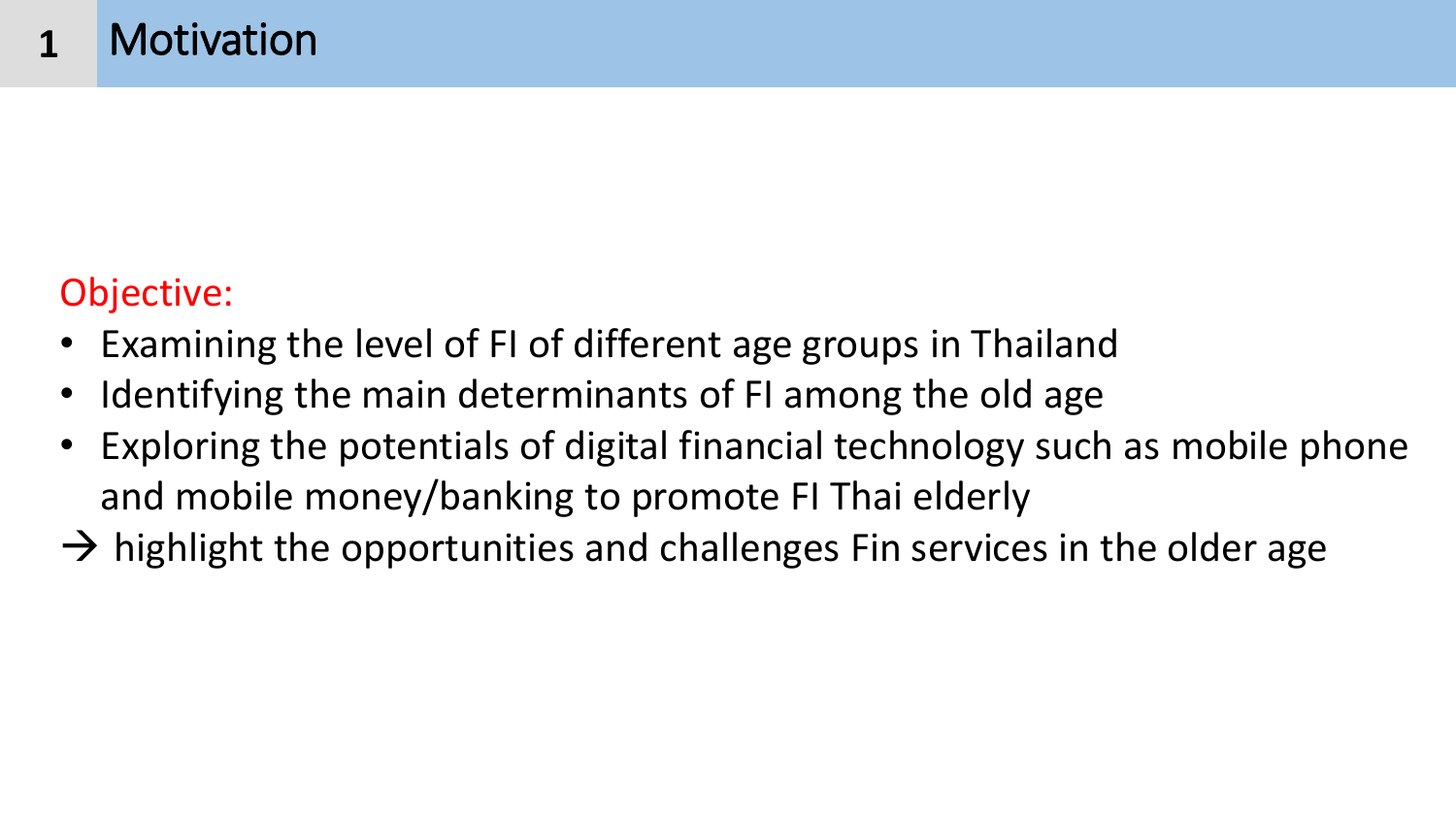# 1 Motivation

Objective:

- Examining the level of FI of different age groups in Thailand
- Identifying the main determinants of FI among the old age
- Exploring the potentials of digital financial technology such as mobile phone and mobile money/banking to promote FI Thai elderly

→ highlight the opportunities and challenges Fin services in the older age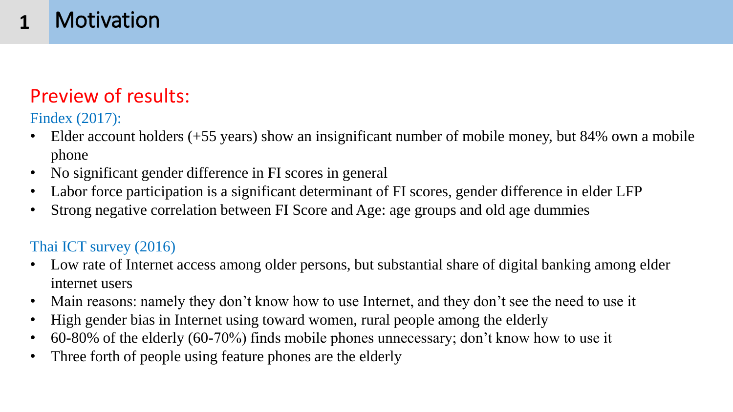# 1 Motivation

## Preview of results:

### Findex (2017):

- Elder account holders (+55 years) show an insignificant number of mobile money, but 84% own a mobile phone
- No significant gender difference in FI scores in general
- Labor force participation is a significant determinant of FI scores, gender difference in elder LFP
- Strong negative correlation between FI Score and Age: age groups and old age dummies

### Thai ICT survey (2016)

- Low rate of Internet access among older persons, but substantial share of digital banking among elder internet users
- Main reasons: namely they don't know how to use Internet, and they don't see the need to use it
- High gender bias in Internet using toward women, rural people among the elderly
- 60-80% of the elderly (60-70%) finds mobile phones unnecessary; don't know how to use it
- Three forth of people using feature phones are the elderly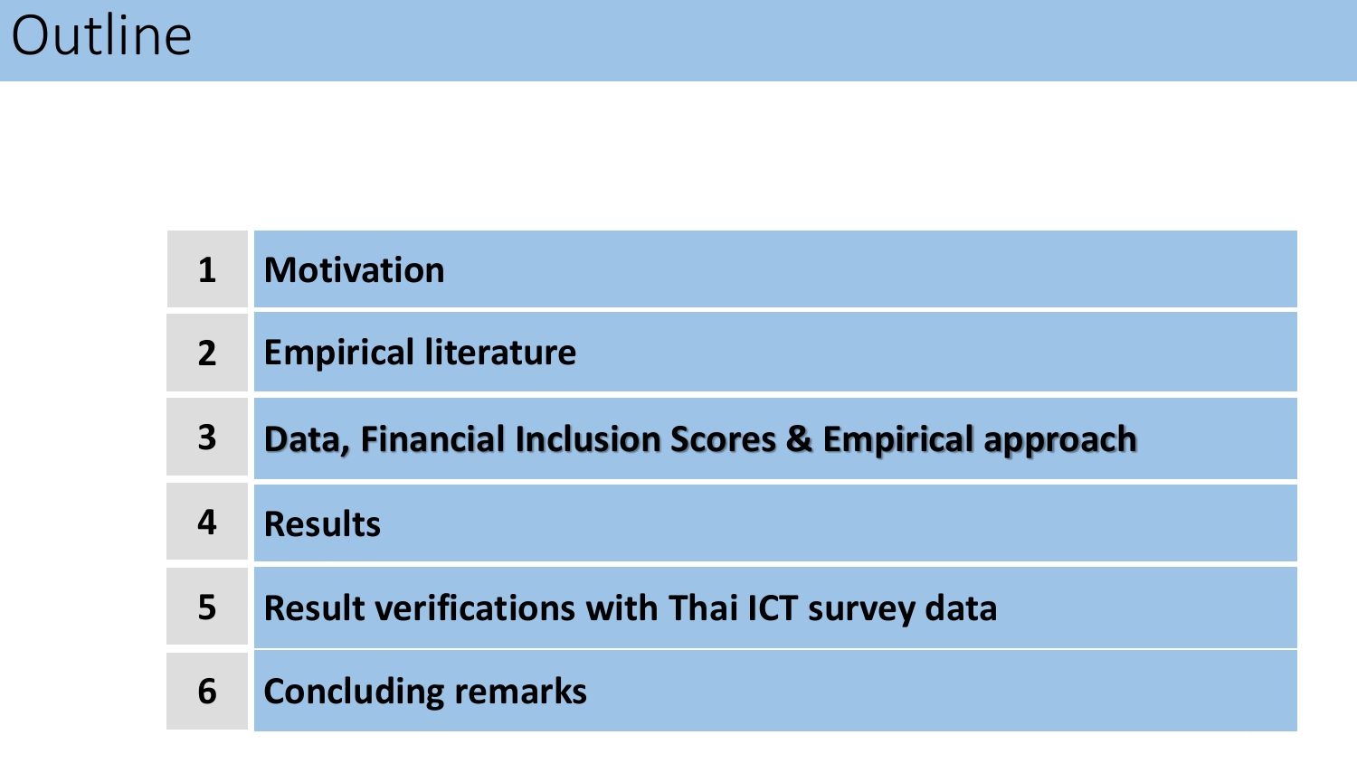# Outline

| | |
|---|---|
| **1** | **Motivation** |
| **2** | **Empirical literature** |
| **3** | **Data, Financial Inclusion Scores & Empirical approach** |
| **4** | **Results** |
| **5** | **Result verifications with Thai ICT survey data** |
| **6** | **Concluding remarks** |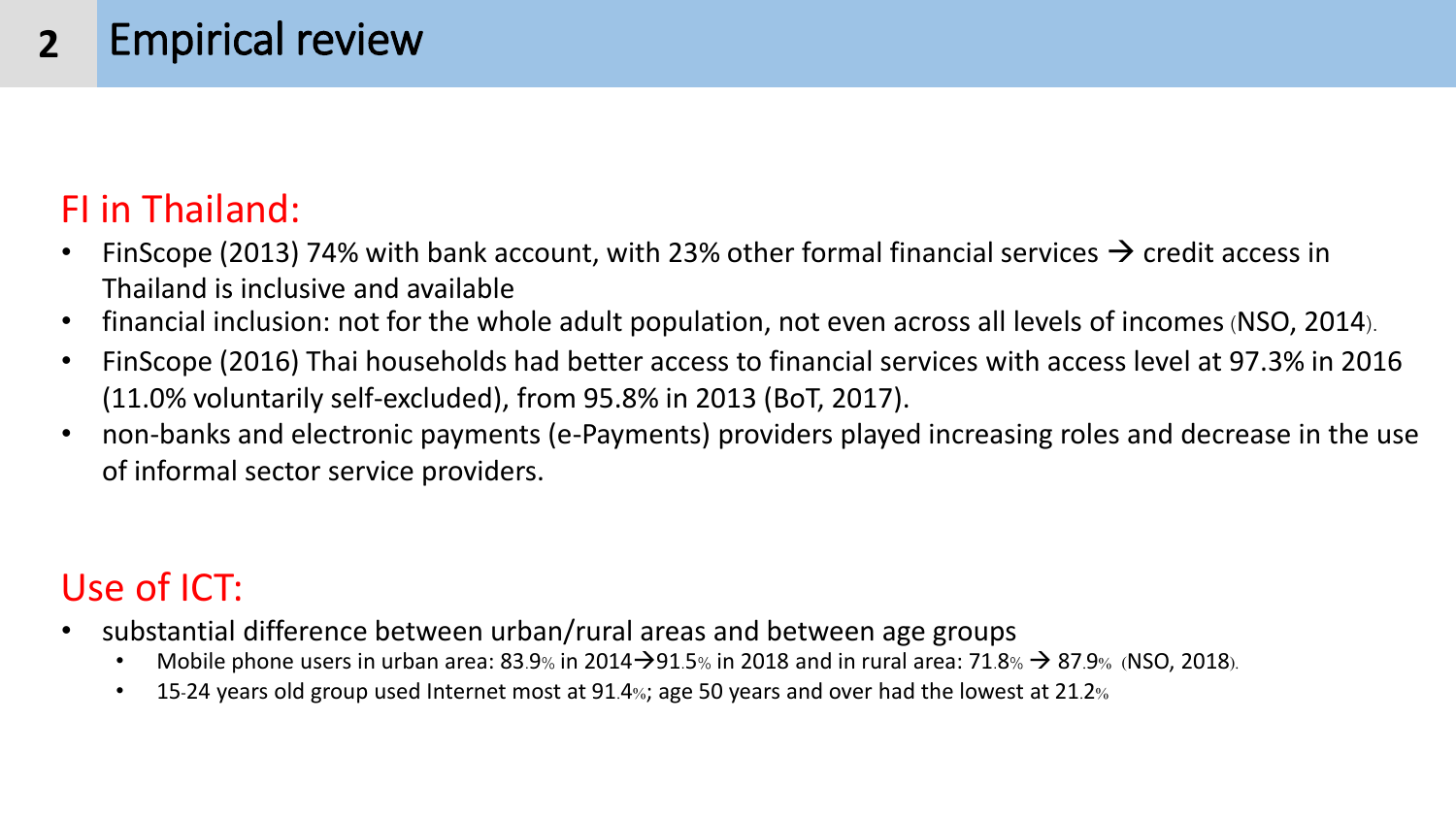# 2 Empirical review

## FI in Thailand:

- FinScope (2013) 74% with bank account, with 23% other formal financial services → credit access in Thailand is inclusive and available
- financial inclusion: not for the whole adult population, not even across all levels of incomes (NSO, 2014).
- FinScope (2016) Thai households had better access to financial services with access level at 97.3% in 2016 (11.0% voluntarily self-excluded), from 95.8% in 2013 (BoT, 2017).
- non-banks and electronic payments (e-Payments) providers played increasing roles and decrease in the use of informal sector service providers.

## Use of ICT:

- substantial difference between urban/rural areas and between age groups
  - Mobile phone users in urban area: 83.9% in 2014→91.5% in 2018 and in rural area: 71.8% → 87.9% (NSO, 2018).
  - 15-24 years old group used Internet most at 91.4%; age 50 years and over had the lowest at 21.2%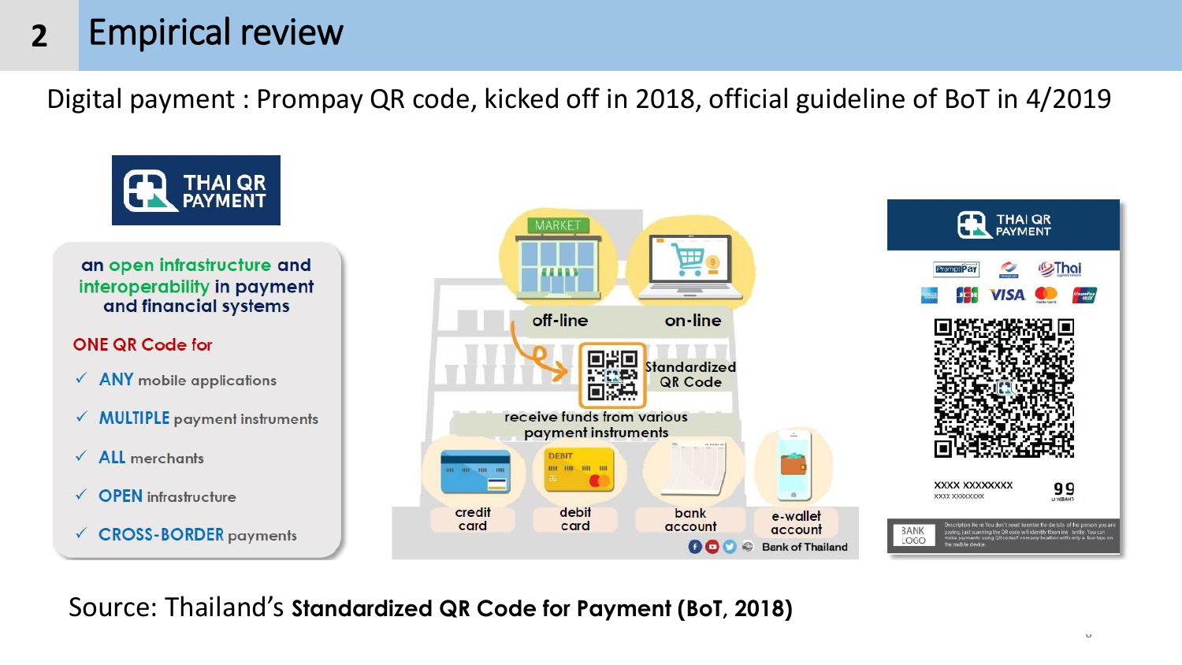## 2 Empirical review

Digital payment : Prompay QR code, kicked off in 2018, official guideline of BoT in 4/2019

THAI QR PAYMENT

an open infrastructure and interoperability in payment and financial systems

ONE QR Code for

- ✓ ANY mobile applications
- ✓ MULTIPLE payment instruments
- ✓ ALL merchants
- ✓ OPEN infrastructure
- ✓ CROSS-BORDER payments

MARKET

off-line

on-line

Standardized QR Code

receive funds from various payment instruments

credit card

debit card

bank account

e-wallet account

Bank of Thailand

THAI QR PAYMENT

PromptPay

Thai

VISA

XXXX XXXXXXXX

XXXX XXXXXXXX

99

BANK LOGO

Source: Thailand's **Standardized QR Code for Payment (BoT, 2018)**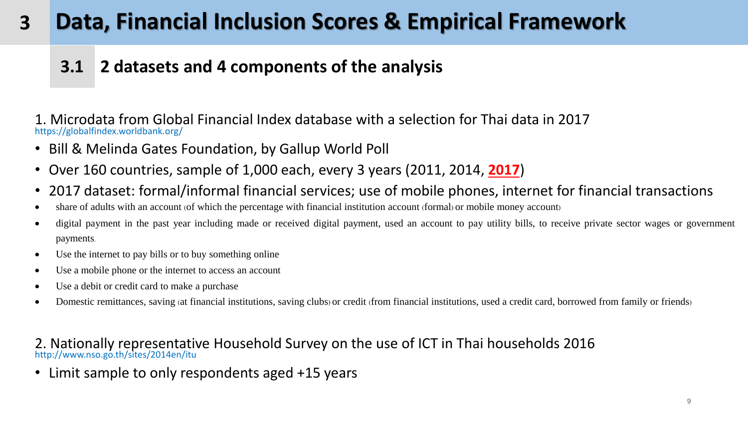# 3 Data, Financial Inclusion Scores & Empirical Framework

## 3.1 2 datasets and 4 components of the analysis

1. Microdata from Global Financial Index database with a selection for Thai data in 2017
https://globalfindex.worldbank.org/

- Bill & Melinda Gates Foundation, by Gallup World Poll
- Over 160 countries, sample of 1,000 each, every 3 years (2011, 2014, **2017**)
- 2017 dataset: formal/informal financial services; use of mobile phones, internet for financial transactions
- share of adults with an account (of which the percentage with financial institution account (formal) or mobile money account)
- digital payment in the past year including made or received digital payment, used an account to pay utility bills, to receive private sector wages or government payments.
- Use the internet to pay bills or to buy something online
- Use a mobile phone or the internet to access an account
- Use a debit or credit card to make a purchase
- Domestic remittances, saving (at financial institutions, saving clubs) or credit (from financial institutions, used a credit card, borrowed from family or friends)

2. Nationally representative Household Survey on the use of ICT in Thai households 2016
http://www.nso.go.th/sites/2014en/itu

- Limit sample to only respondents aged +15 years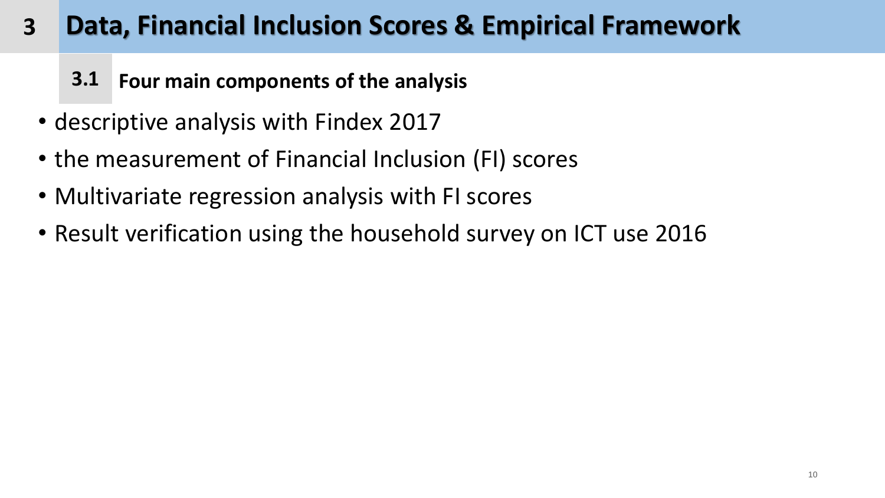# 3 Data, Financial Inclusion Scores & Empirical Framework

## 3.1 Four main components of the analysis

- descriptive analysis with Findex 2017
- the measurement of Financial Inclusion (FI) scores
- Multivariate regression analysis with FI scores
- Result verification using the household survey on ICT use 2016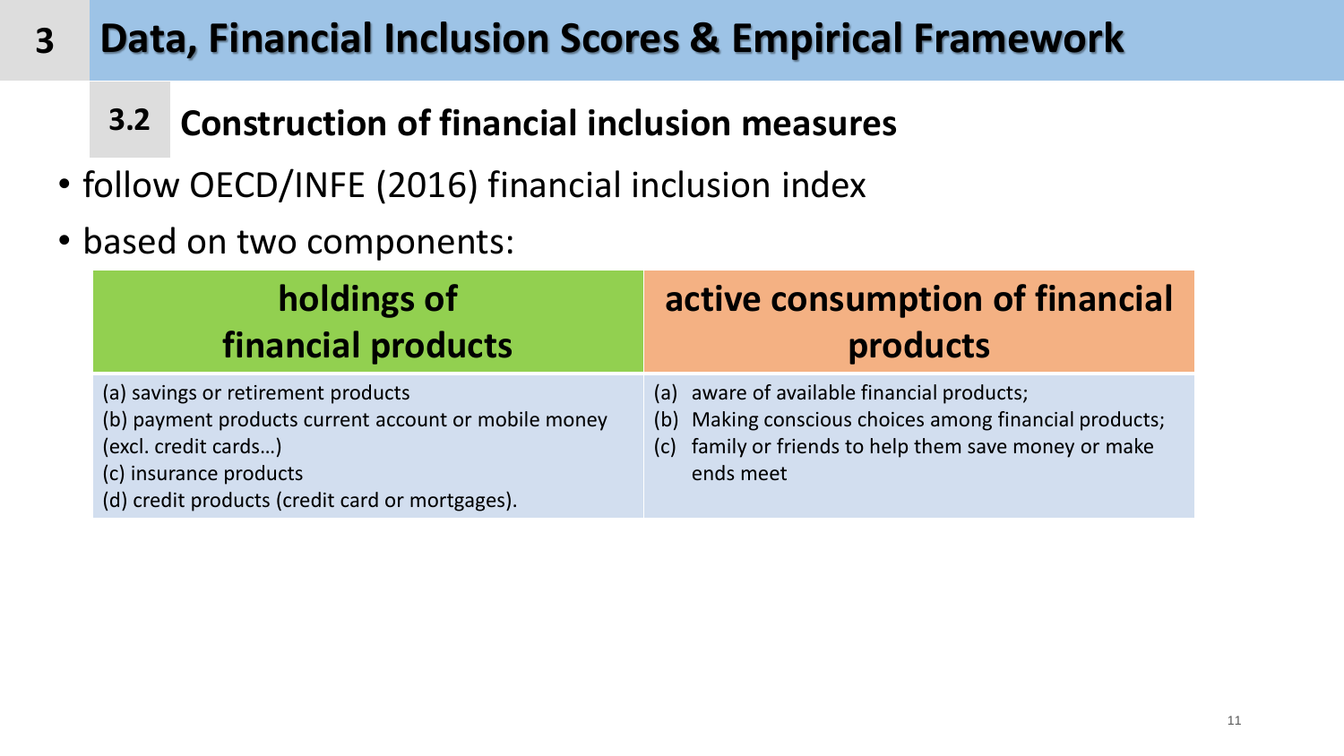# 3 Data, Financial Inclusion Scores & Empirical Framework

## 3.2 Construction of financial inclusion measures

- follow OECD/INFE (2016) financial inclusion index
- based on two components:

| holdings of financial products | active consumption of financial products |
|---|---|
| (a) savings or retirement products<br>(b) payment products current account or mobile money (excl. credit cards…)<br>(c) insurance products<br>(d) credit products (credit card or mortgages). | (a) aware of available financial products;<br>(b) Making conscious choices among financial products;<br>(c) family or friends to help them save money or make ends meet |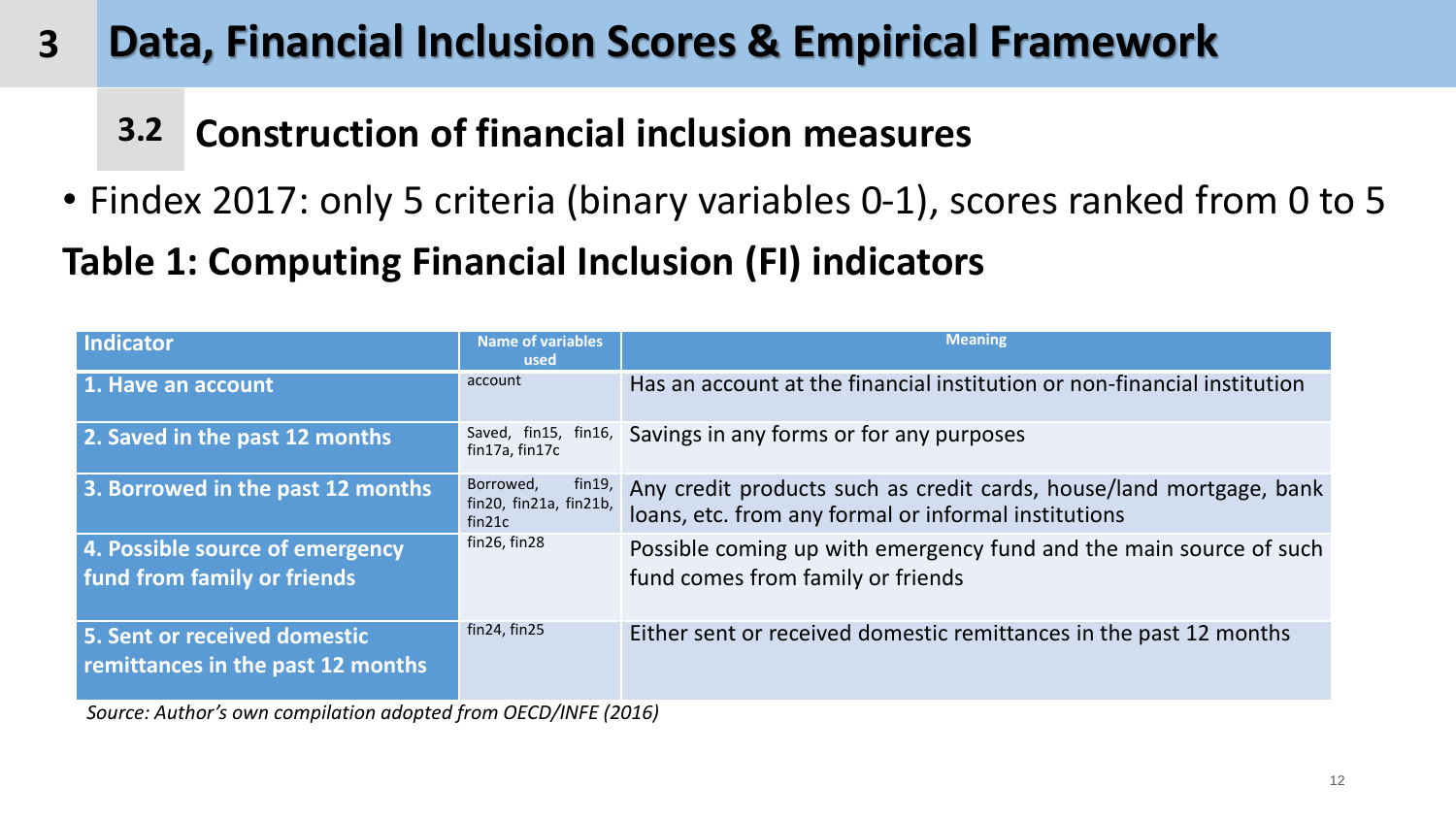# 3 Data, Financial Inclusion Scores & Empirical Framework

## 3.2 Construction of financial inclusion measures

- Findex 2017: only 5 criteria (binary variables 0-1), scores ranked from 0 to 5

**Table 1: Computing Financial Inclusion (FI) indicators**

| Indicator | Name of variables used | Meaning |
|---|---|---|
| 1. Have an account | account | Has an account at the financial institution or non-financial institution |
| 2. Saved in the past 12 months | Saved, fin15, fin16, fin17a, fin17c | Savings in any forms or for any purposes |
| 3. Borrowed in the past 12 months | Borrowed, fin19, fin20, fin21a, fin21b, fin21c | Any credit products such as credit cards, house/land mortgage, bank loans, etc. from any formal or informal institutions |
| 4. Possible source of emergency fund from family or friends | fin26, fin28 | Possible coming up with emergency fund and the main source of such fund comes from family or friends |
| 5. Sent or received domestic remittances in the past 12 months | fin24, fin25 | Either sent or received domestic remittances in the past 12 months |

*Source: Author's own compilation adopted from OECD/INFE (2016)*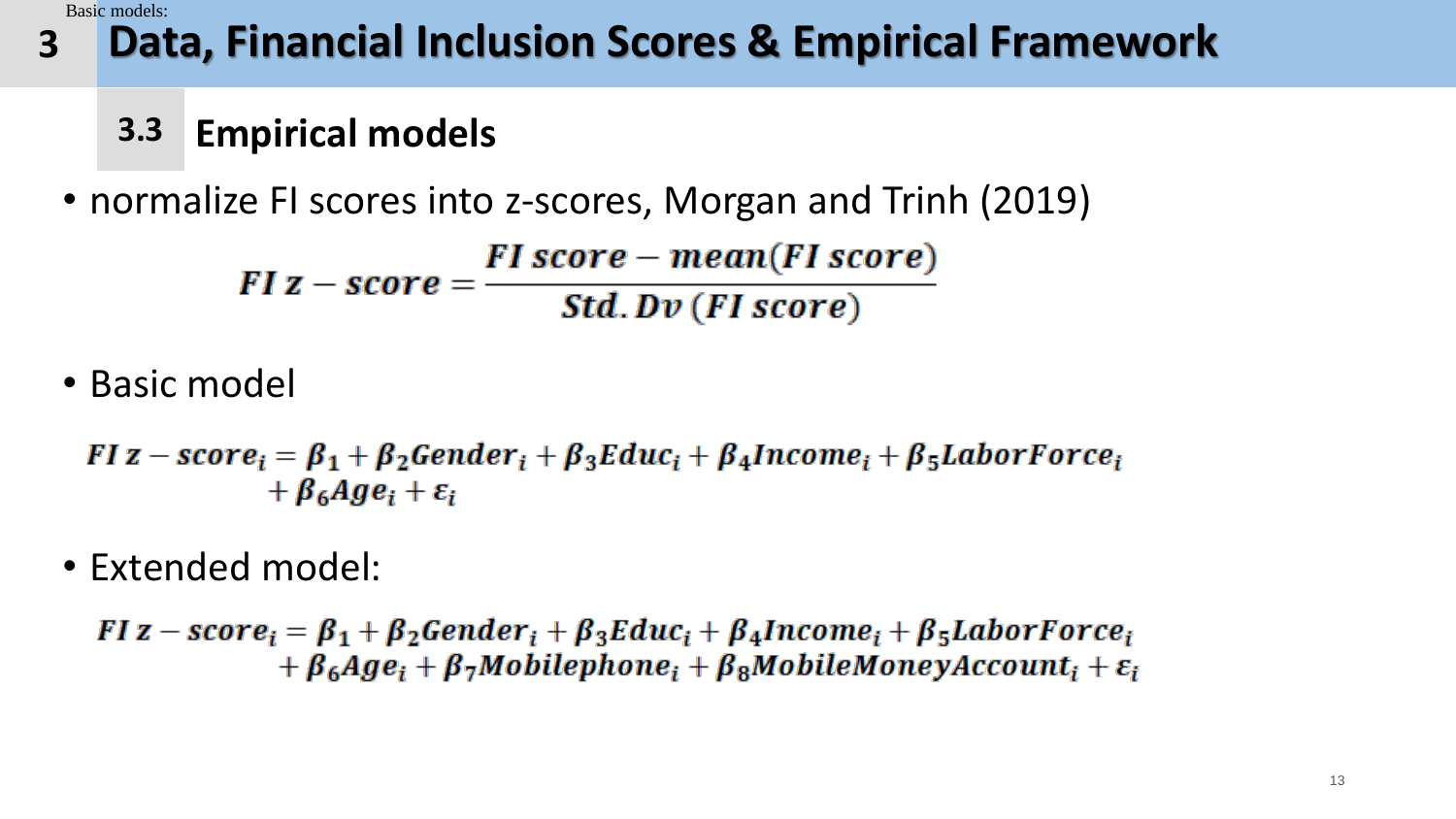Basic models:

# 3 Data, Financial Inclusion Scores & Empirical Framework

## 3.3 Empirical models

- normalize FI scores into z-scores, Morgan and Trinh (2019)

$$FI\ z-score = \frac{FI\ score - mean(FI\ score)}{Std.Dv\ (FI\ score)}$$

- Basic model

$$FI\ z-score_i = \beta_1 + \beta_2 Gender_i + \beta_3 Educ_i + \beta_4 Income_i + \beta_5 LaborForce_i + \beta_6 Age_i + \varepsilon_i$$

- Extended model:

$$FI\ z-score_i = \beta_1 + \beta_2 Gender_i + \beta_3 Educ_i + \beta_4 Income_i + \beta_5 LaborForce_i + \beta_6 Age_i + \beta_7 Mobilephone_i + \beta_8 MobileMoneyAccount_i + \varepsilon_i$$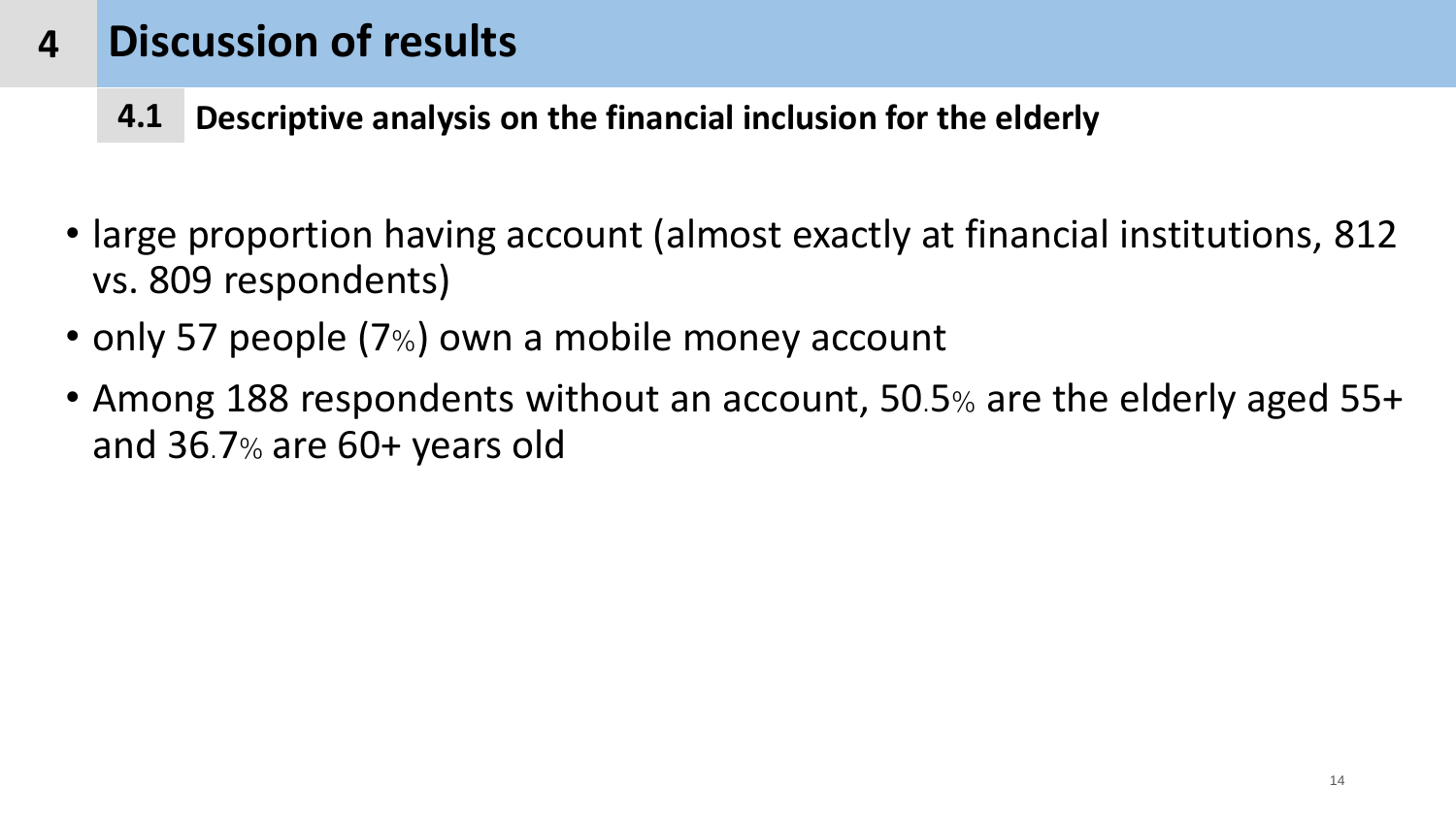# 4 Discussion of results

## 4.1 Descriptive analysis on the financial inclusion for the elderly

- large proportion having account (almost exactly at financial institutions, 812 vs. 809 respondents)
- only 57 people (7%) own a mobile money account
- Among 188 respondents without an account, 50.5% are the elderly aged 55+ and 36.7% are 60+ years old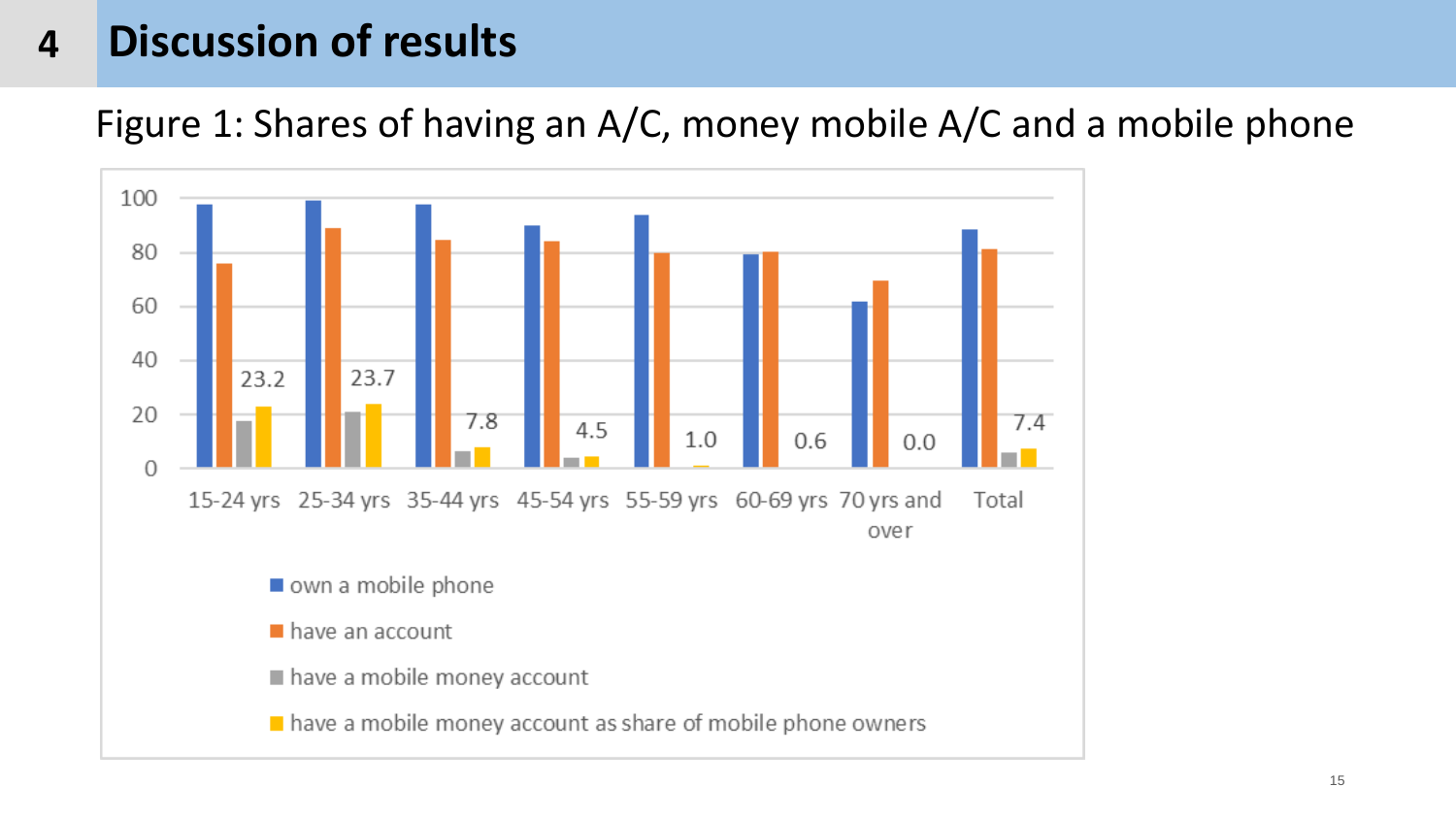# 4 Discussion of results

Figure 1: Shares of having an A/C, money mobile A/C and a mobile phone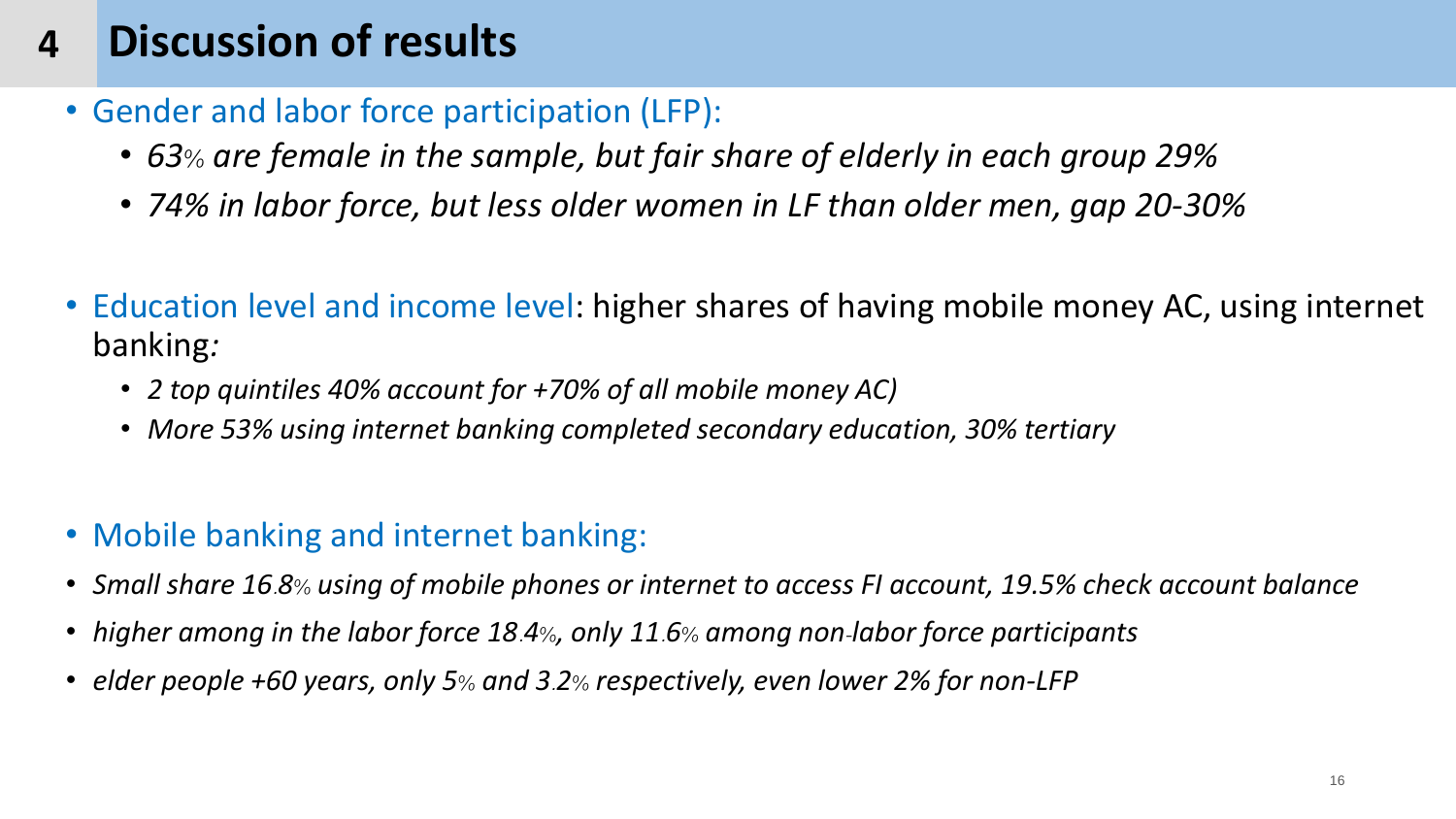# 4 Discussion of results

- Gender and labor force participation (LFP):
  - *63% are female in the sample, but fair share of elderly in each group 29%*
  - *74% in labor force, but less older women in LF than older men, gap 20-30%*

- Education level and income level: higher shares of having mobile money AC, using internet banking*:*
  - *2 top quintiles 40% account for +70% of all mobile money AC)*
  - *More 53% using internet banking completed secondary education, 30% tertiary*

- Mobile banking and internet banking:
- *Small share 16.8% using of mobile phones or internet to access FI account, 19.5% check account balance*
- *higher among in the labor force 18.4%, only 11.6% among non-labor force participants*
- *elder people +60 years, only 5% and 3.2% respectively, even lower 2% for non-LFP*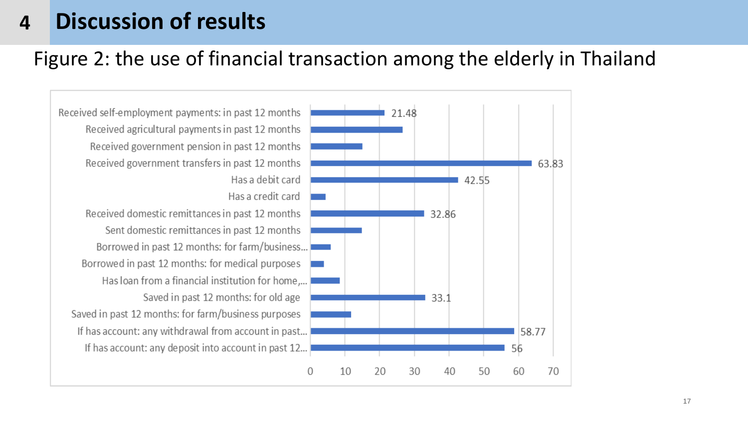# 4 Discussion of results

Figure 2: the use of financial transaction among the elderly in Thailand

| Item | Value |
| --- | --- |
| Received self-employment payments: in past 12 months | 21.48 |
| Received agricultural payments in past 12 months | |
| Received government pension in past 12 months | |
| Received government transfers in past 12 months | 63.83 |
| Has a debit card | 42.55 |
| Has a credit card | |
| Received domestic remittances in past 12 months | 32.86 |
| Sent domestic remittances in past 12 months | |
| Borrowed in past 12 months: for farm/business... | |
| Borrowed in past 12 months: for medical purposes | |
| Has loan from a financial institution for home,... | |
| Saved in past 12 months: for old age | 33.1 |
| Saved in past 12 months: for farm/business purposes | |
| If has account: any withdrawal from account in past... | 58.77 |
| If has account: any deposit into account in past 12... | 56 |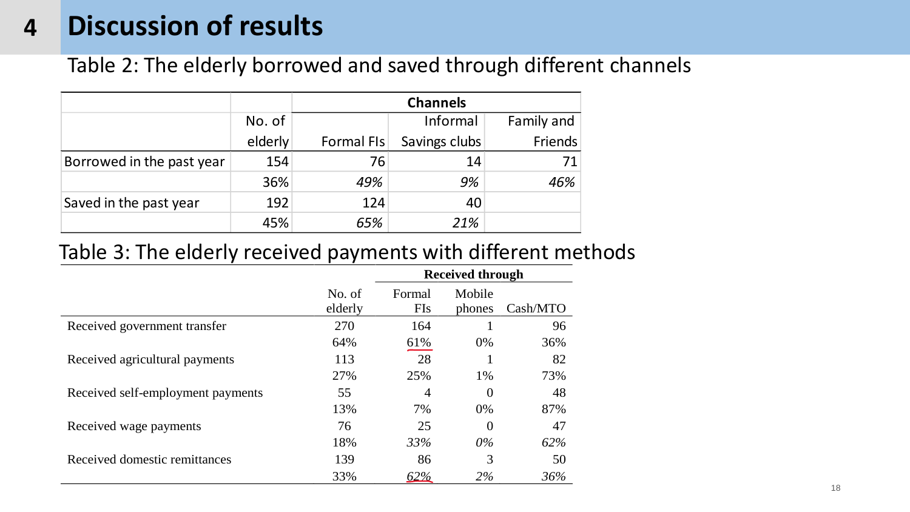# 4 Discussion of results

## Table 2: The elderly borrowed and saved through different channels

| | No. of elderly | Channels | | |
|---|---|---|---|---|
| | | Formal FIs | Informal Savings clubs | Family and Friends |
| Borrowed in the past year | 154 | 76 | 14 | 71 |
| | 36% | *49%* | *9%* | *46%* |
| Saved in the past year | 192 | 124 | 40 | |
| | 45% | *65%* | *21%* | |

## Table 3: The elderly received payments with different methods

| | No. of elderly | Received through | | |
|---|---|---|---|---|
| | | Formal FIs | Mobile phones | Cash/MTO |
| Received government transfer | 270 | 164 | 1 | 96 |
| | 64% | 61% | 0% | 36% |
| Received agricultural payments | 113 | 28 | 1 | 82 |
| | 27% | 25% | 1% | 73% |
| Received self-employment payments | 55 | 4 | 0 | 48 |
| | 13% | 7% | 0% | 87% |
| Received wage payments | 76 | 25 | 0 | 47 |
| | 18% | *33%* | *0%* | *62%* |
| Received domestic remittances | 139 | 86 | 3 | 50 |
| | 33% | *62%* | *2%* | *36%* |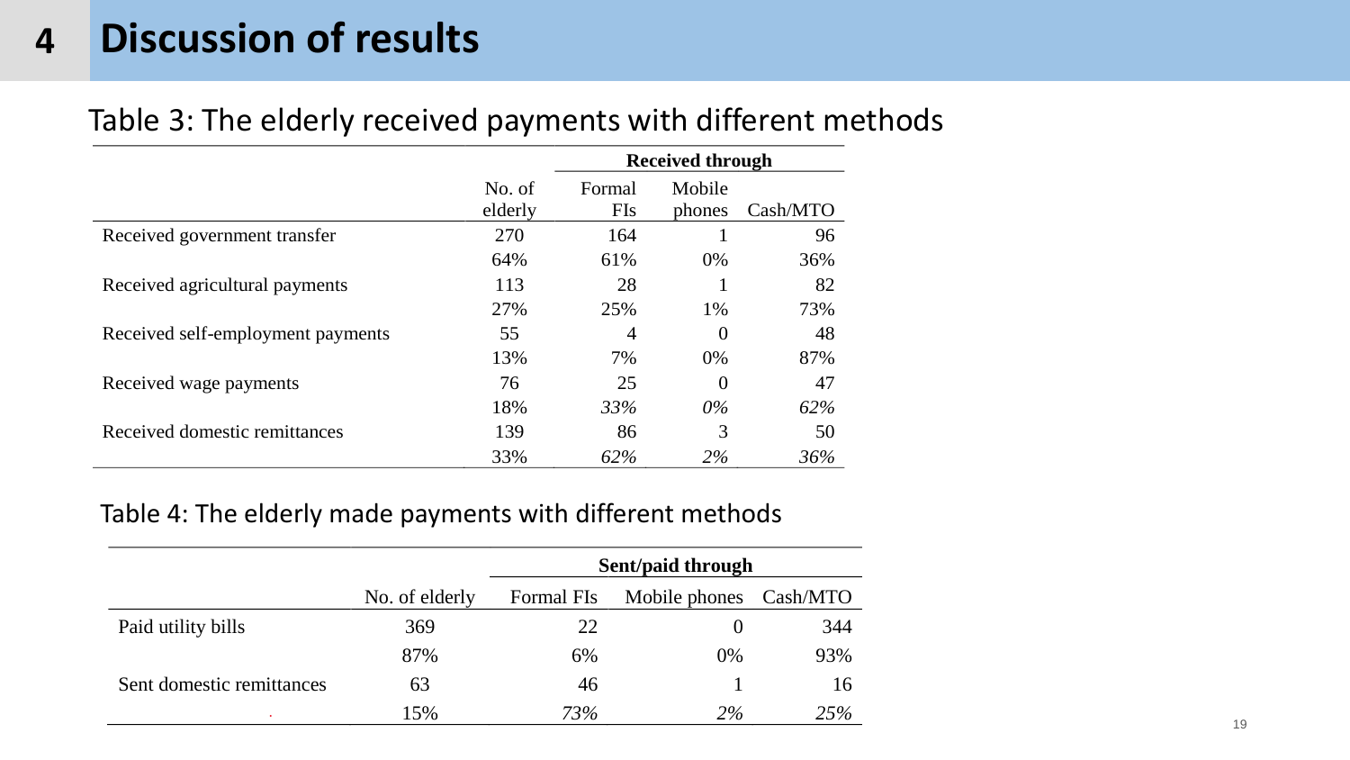# 4 Discussion of results

## Table 3: The elderly received payments with different methods

| | | Received through | | |
|---|---|---|---|---|
| | No. of elderly | Formal FIs | Mobile phones | Cash/MTO |
| Received government transfer | 270 | 164 | 1 | 96 |
| | 64% | 61% | 0% | 36% |
| Received agricultural payments | 113 | 28 | 1 | 82 |
| | 27% | 25% | 1% | 73% |
| Received self-employment payments | 55 | 4 | 0 | 48 |
| | 13% | 7% | 0% | 87% |
| Received wage payments | 76 | 25 | 0 | 47 |
| | 18% | *33%* | *0%* | *62%* |
| Received domestic remittances | 139 | 86 | 3 | 50 |
| | 33% | *62%* | *2%* | *36%* |

## Table 4: The elderly made payments with different methods

| | | Sent/paid through | | |
|---|---|---|---|---|
| | No. of elderly | Formal FIs | Mobile phones | Cash/MTO |
| Paid utility bills | 369 | 22 | 0 | 344 |
| | 87% | 6% | 0% | 93% |
| Sent domestic remittances | 63 | 46 | 1 | 16 |
| | 15% | *73%* | *2%* | *25%* |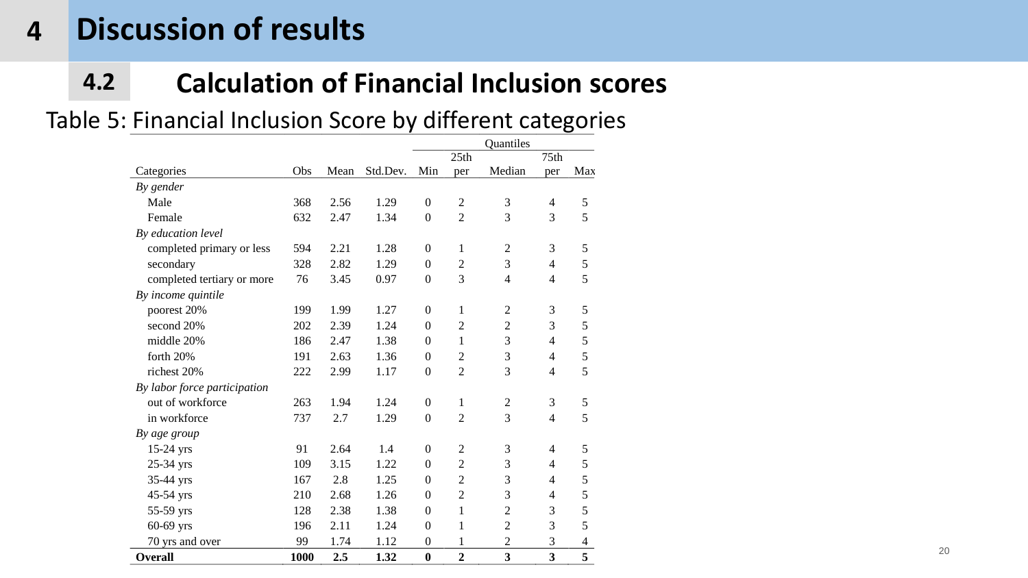# 4 Discussion of results

## 4.2 Calculation of Financial Inclusion scores

Table 5: Financial Inclusion Score by different categories

| | | | | Quantiles | | | | |
|---|---|---|---|---|---|---|---|---|
| Categories | Obs | Mean | Std.Dev. | Min | 25th per | Median | 75th per | Max |
| *By gender* | | | | | | | | |
| Male | 368 | 2.56 | 1.29 | 0 | 2 | 3 | 4 | 5 |
| Female | 632 | 2.47 | 1.34 | 0 | 2 | 3 | 3 | 5 |
| *By education level* | | | | | | | | |
| completed primary or less | 594 | 2.21 | 1.28 | 0 | 1 | 2 | 3 | 5 |
| secondary | 328 | 2.82 | 1.29 | 0 | 2 | 3 | 4 | 5 |
| completed tertiary or more | 76 | 3.45 | 0.97 | 0 | 3 | 4 | 4 | 5 |
| *By income quintile* | | | | | | | | |
| poorest 20% | 199 | 1.99 | 1.27 | 0 | 1 | 2 | 3 | 5 |
| second 20% | 202 | 2.39 | 1.24 | 0 | 2 | 2 | 3 | 5 |
| middle 20% | 186 | 2.47 | 1.38 | 0 | 1 | 3 | 4 | 5 |
| forth 20% | 191 | 2.63 | 1.36 | 0 | 2 | 3 | 4 | 5 |
| richest 20% | 222 | 2.99 | 1.17 | 0 | 2 | 3 | 4 | 5 |
| *By labor force participation* | | | | | | | | |
| out of workforce | 263 | 1.94 | 1.24 | 0 | 1 | 2 | 3 | 5 |
| in workforce | 737 | 2.7 | 1.29 | 0 | 2 | 3 | 4 | 5 |
| *By age group* | | | | | | | | |
| 15-24 yrs | 91 | 2.64 | 1.4 | 0 | 2 | 3 | 4 | 5 |
| 25-34 yrs | 109 | 3.15 | 1.22 | 0 | 2 | 3 | 4 | 5 |
| 35-44 yrs | 167 | 2.8 | 1.25 | 0 | 2 | 3 | 4 | 5 |
| 45-54 yrs | 210 | 2.68 | 1.26 | 0 | 2 | 3 | 4 | 5 |
| 55-59 yrs | 128 | 2.38 | 1.38 | 0 | 1 | 2 | 3 | 5 |
| 60-69 yrs | 196 | 2.11 | 1.24 | 0 | 1 | 2 | 3 | 5 |
| 70 yrs and over | 99 | 1.74 | 1.12 | 0 | 1 | 2 | 3 | 4 |
| **Overall** | **1000** | **2.5** | **1.32** | **0** | **2** | **3** | **3** | **5** |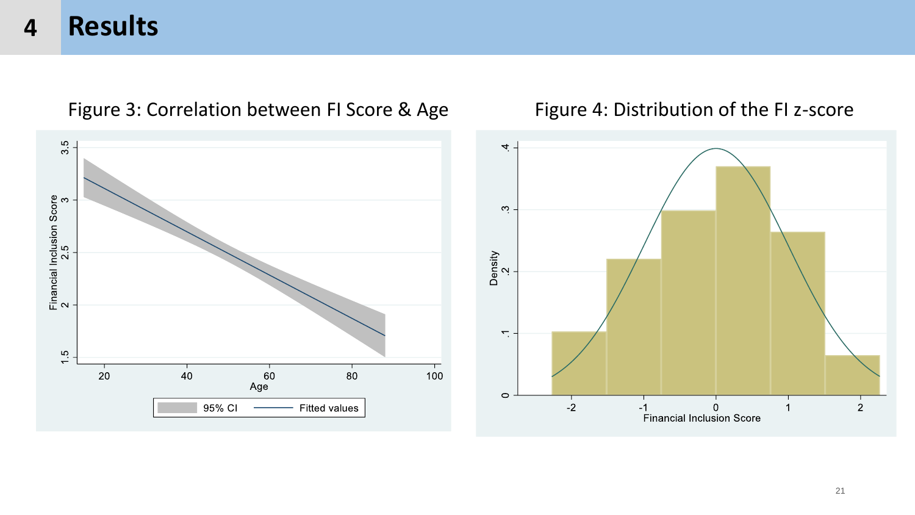# 4 Results

Figure 3: Correlation between FI Score & Age

Figure 4: Distribution of the FI z-score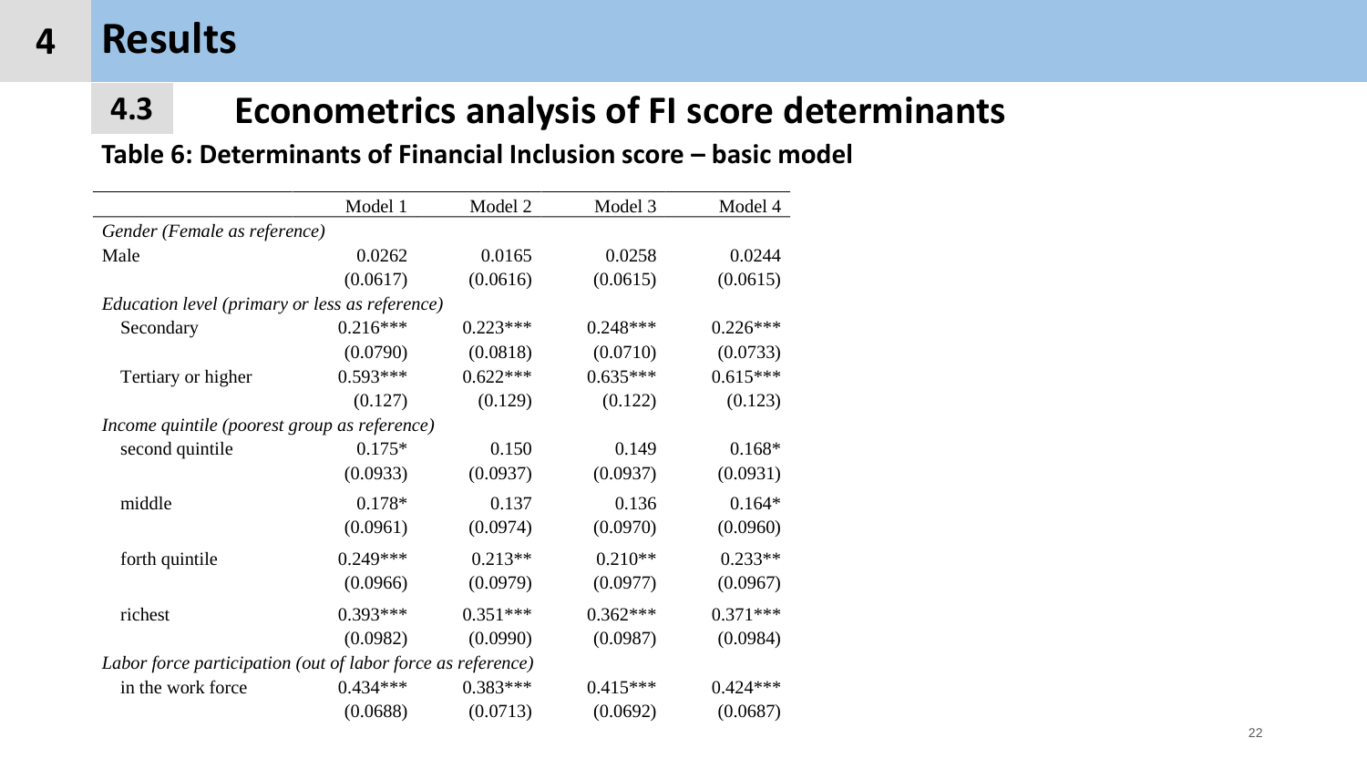# 4 Results

## 4.3 Econometrics analysis of FI score determinants

**Table 6: Determinants of Financial Inclusion score – basic model**

| | Model 1 | Model 2 | Model 3 | Model 4 |
|---|---|---|---|---|
| *Gender (Female as reference)* | | | | |
| Male | 0.0262 | 0.0165 | 0.0258 | 0.0244 |
| | (0.0617) | (0.0616) | (0.0615) | (0.0615) |
| *Education level (primary or less as reference)* | | | | |
| Secondary | 0.216*** | 0.223*** | 0.248*** | 0.226*** |
| | (0.0790) | (0.0818) | (0.0710) | (0.0733) |
| Tertiary or higher | 0.593*** | 0.622*** | 0.635*** | 0.615*** |
| | (0.127) | (0.129) | (0.122) | (0.123) |
| *Income quintile (poorest group as reference)* | | | | |
| second quintile | 0.175* | 0.150 | 0.149 | 0.168* |
| | (0.0933) | (0.0937) | (0.0937) | (0.0931) |
| middle | 0.178* | 0.137 | 0.136 | 0.164* |
| | (0.0961) | (0.0974) | (0.0970) | (0.0960) |
| forth quintile | 0.249*** | 0.213** | 0.210** | 0.233** |
| | (0.0966) | (0.0979) | (0.0977) | (0.0967) |
| richest | 0.393*** | 0.351*** | 0.362*** | 0.371*** |
| | (0.0982) | (0.0990) | (0.0987) | (0.0984) |
| *Labor force participation (out of labor force as reference)* | | | | |
| in the work force | 0.434*** | 0.383*** | 0.415*** | 0.424*** |
| | (0.0688) | (0.0713) | (0.0692) | (0.0687) |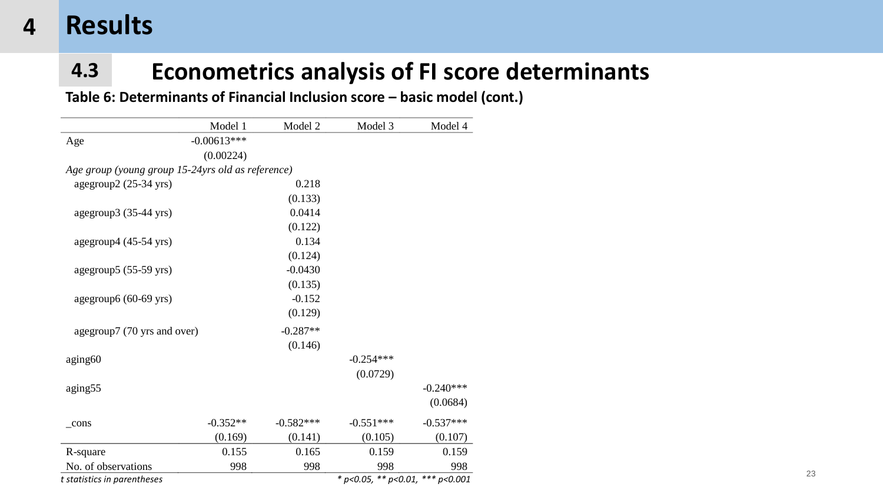# 4 Results

## 4.3 Econometrics analysis of FI score determinants

**Table 6: Determinants of Financial Inclusion score – basic model (cont.)**

| | Model 1 | Model 2 | Model 3 | Model 4 |
|---|---|---|---|---|
| Age | -0.00613*** | | | |
| | (0.00224) | | | |
| *Age group (young group 15-24yrs old as reference)* | | | | |
| agegroup2 (25-34 yrs) | | 0.218 | | |
| | | (0.133) | | |
| agegroup3 (35-44 yrs) | | 0.0414 | | |
| | | (0.122) | | |
| agegroup4 (45-54 yrs) | | 0.134 | | |
| | | (0.124) | | |
| agegroup5 (55-59 yrs) | | -0.0430 | | |
| | | (0.135) | | |
| agegroup6 (60-69 yrs) | | -0.152 | | |
| | | (0.129) | | |
| agegroup7 (70 yrs and over) | | -0.287** | | |
| | | (0.146) | | |
| aging60 | | | -0.254*** | |
| | | | (0.0729) | |
| aging55 | | | | -0.240*** |
| | | | | (0.0684) |
| _cons | -0.352** | -0.582*** | -0.551*** | -0.537*** |
| | (0.169) | (0.141) | (0.105) | (0.107) |
| R-square | 0.155 | 0.165 | 0.159 | 0.159 |
| No. of observations | 998 | 998 | 998 | 998 |

*t statistics in parentheses*

* $p<0.05$, ** $p<0.01$, *** $p<0.001$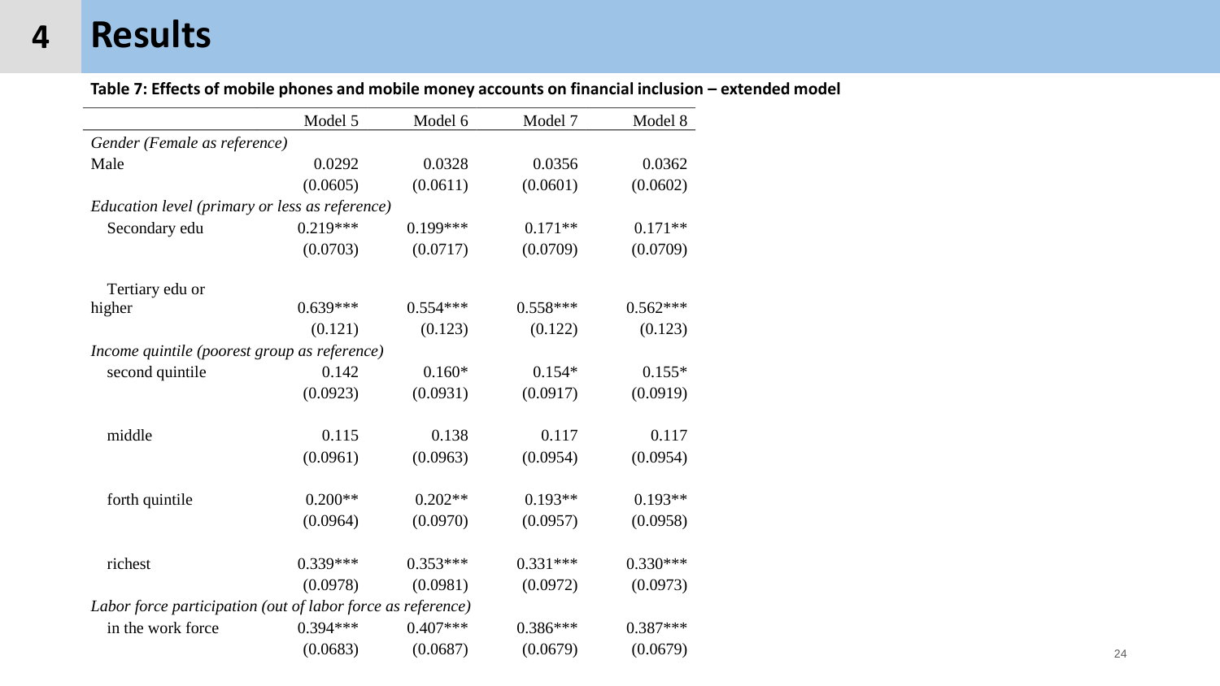# 4 Results

**Table 7: Effects of mobile phones and mobile money accounts on financial inclusion – extended model**

| | Model 5 | Model 6 | Model 7 | Model 8 |
|---|---|---|---|---|
| *Gender (Female as reference)* | | | | |
| Male | 0.0292 | 0.0328 | 0.0356 | 0.0362 |
| | (0.0605) | (0.0611) | (0.0601) | (0.0602) |
| *Education level (primary or less as reference)* | | | | |
| Secondary edu | 0.219*** | 0.199*** | 0.171** | 0.171** |
| | (0.0703) | (0.0717) | (0.0709) | (0.0709) |
| Tertiary edu or higher | 0.639*** | 0.554*** | 0.558*** | 0.562*** |
| | (0.121) | (0.123) | (0.122) | (0.123) |
| *Income quintile (poorest group as reference)* | | | | |
| second quintile | 0.142 | 0.160* | 0.154* | 0.155* |
| | (0.0923) | (0.0931) | (0.0917) | (0.0919) |
| middle | 0.115 | 0.138 | 0.117 | 0.117 |
| | (0.0961) | (0.0963) | (0.0954) | (0.0954) |
| forth quintile | 0.200** | 0.202** | 0.193** | 0.193** |
| | (0.0964) | (0.0970) | (0.0957) | (0.0958) |
| richest | 0.339*** | 0.353*** | 0.331*** | 0.330*** |
| | (0.0978) | (0.0981) | (0.0972) | (0.0973) |
| *Labor force participation (out of labor force as reference)* | | | | |
| in the work force | 0.394*** | 0.407*** | 0.386*** | 0.387*** |
| | (0.0683) | (0.0687) | (0.0679) | (0.0679) |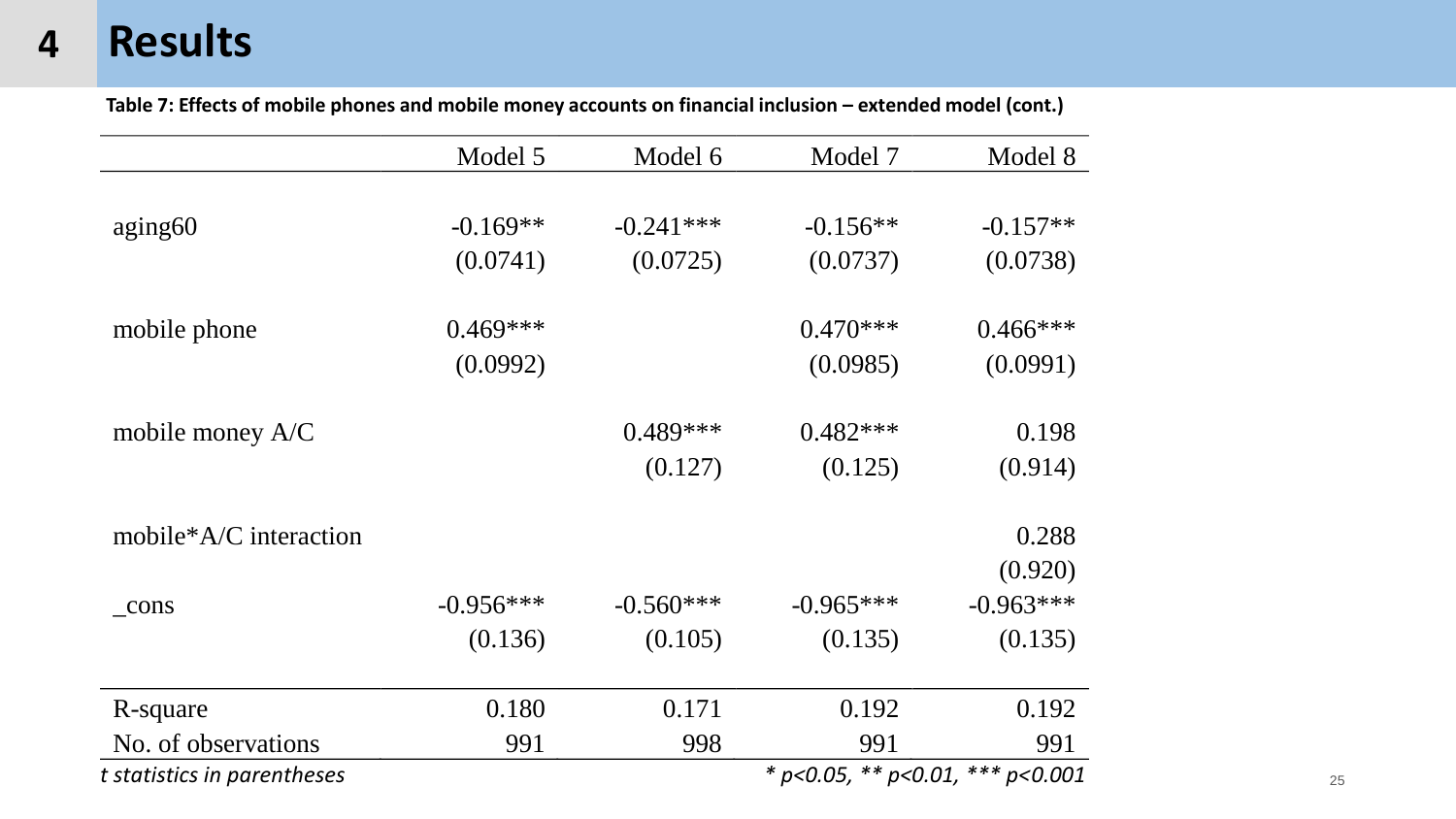# 4 Results

**Table 7: Effects of mobile phones and mobile money accounts on financial inclusion – extended model (cont.)**

| | Model 5 | Model 6 | Model 7 | Model 8 |
|---|---|---|---|---|
| aging60 | -0.169** | -0.241*** | -0.156** | -0.157** |
| | (0.0741) | (0.0725) | (0.0737) | (0.0738) |
| mobile phone | 0.469*** | | 0.470*** | 0.466*** |
| | (0.0992) | | (0.0985) | (0.0991) |
| mobile money A/C | | 0.489*** | 0.482*** | 0.198 |
| | | (0.127) | (0.125) | (0.914) |
| mobile*A/C interaction | | | | 0.288 |
| | | | | (0.920) |
| _cons | -0.956*** | -0.560*** | -0.965*** | -0.963*** |
| | (0.136) | (0.105) | (0.135) | (0.135) |
| R-square | 0.180 | 0.171 | 0.192 | 0.192 |
| No. of observations | 991 | 998 | 991 | 991 |

*t statistics in parentheses* 

*\* p<0.05, \*\* p<0.01, \*\*\* p<0.001*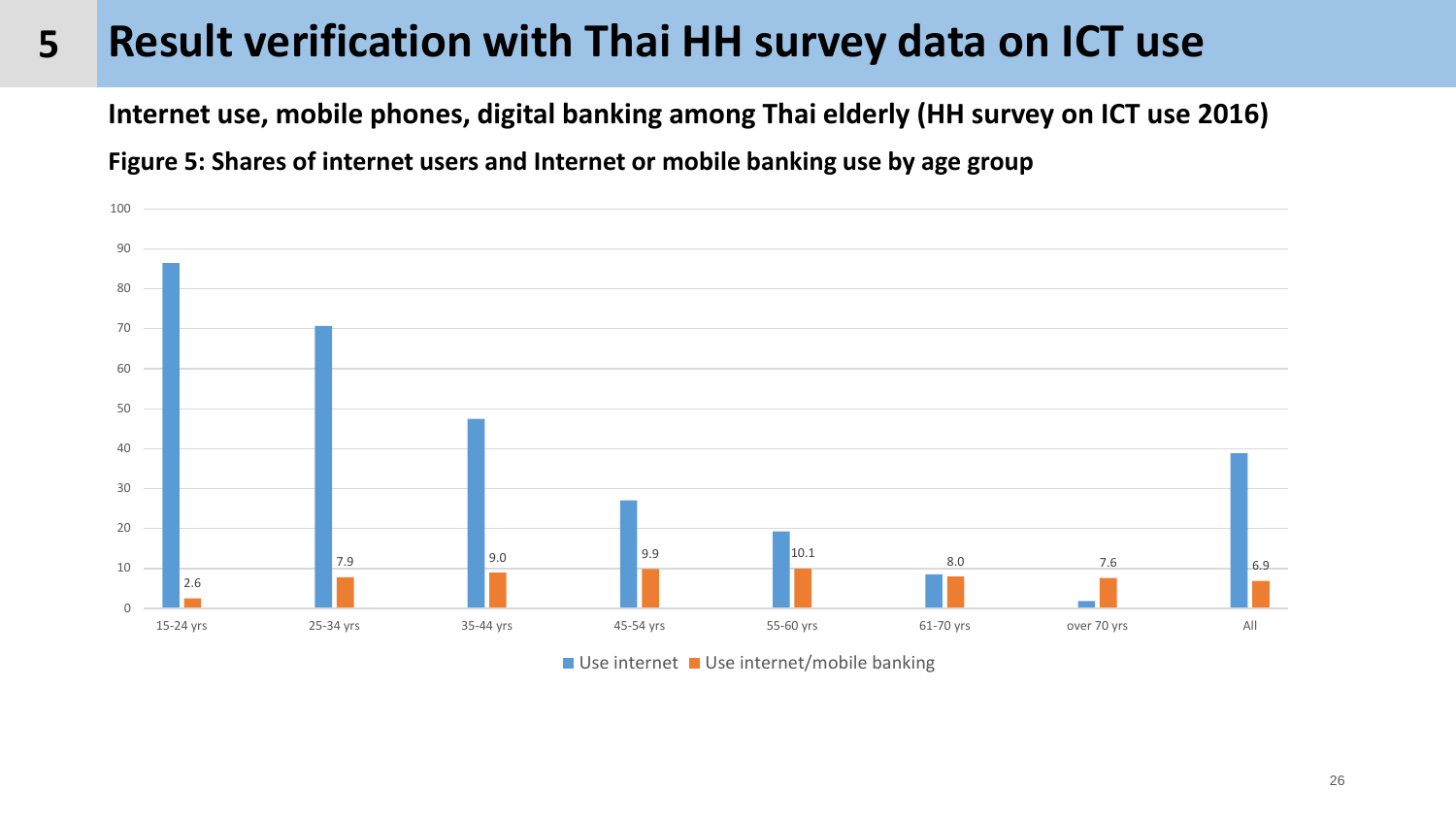# 5 Result verification with Thai HH survey data on ICT use

**Internet use, mobile phones, digital banking among Thai elderly (HH survey on ICT use 2016)**

**Figure 5: Shares of internet users and Internet or mobile banking use by age group**

| Age group | Use internet/mobile banking |
|---|---|
| 15-24 yrs | 2.6 |
| 25-34 yrs | 7.9 |
| 35-44 yrs | 9.0 |
| 45-54 yrs | 9.9 |
| 55-60 yrs | 10.1 |
| 61-70 yrs | 8.0 |
| over 70 yrs | 7.6 |
| All | 6.9 |

Use internet / Use internet/mobile banking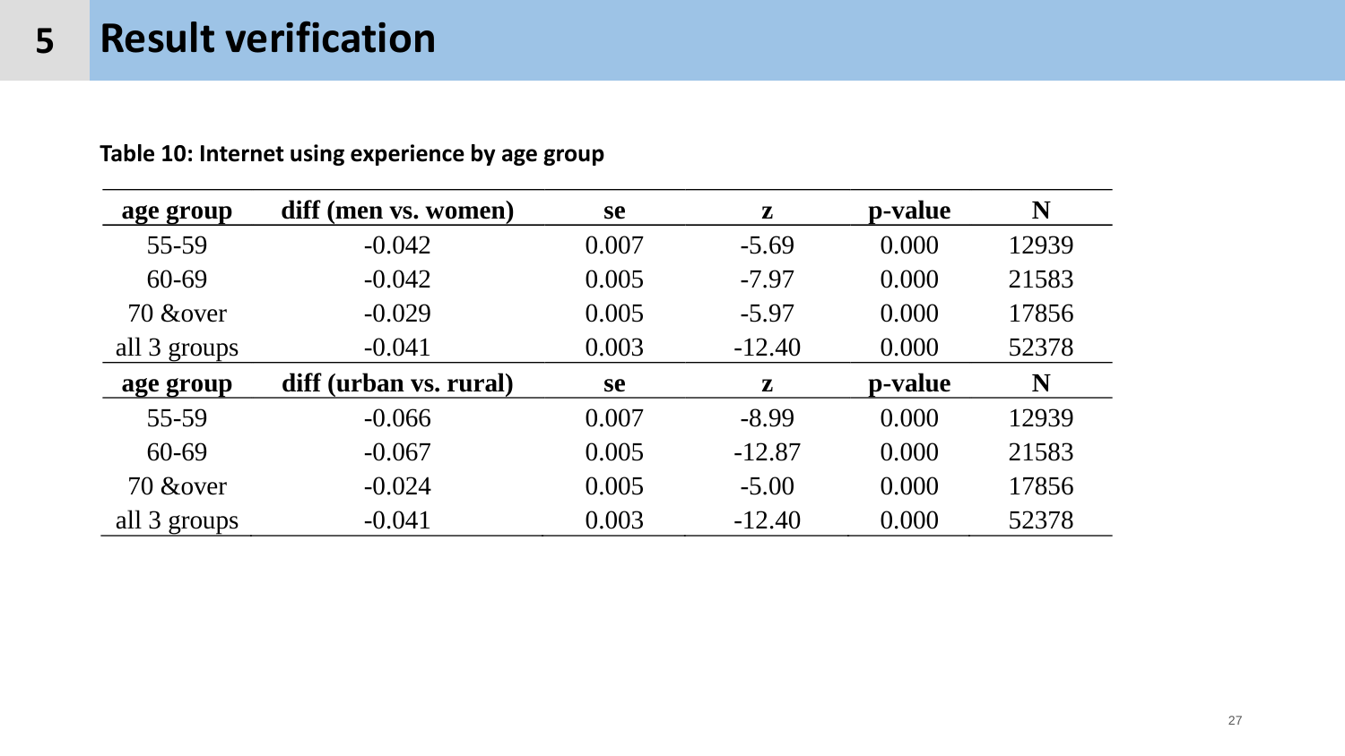# 5 Result verification

**Table 10: Internet using experience by age group**

| age group | diff (men vs. women) | se | z | p-value | N |
|---|---|---|---|---|---|
| 55-59 | -0.042 | 0.007 | -5.69 | 0.000 | 12939 |
| 60-69 | -0.042 | 0.005 | -7.97 | 0.000 | 21583 |
| 70 &over | -0.029 | 0.005 | -5.97 | 0.000 | 17856 |
| all 3 groups | -0.041 | 0.003 | -12.40 | 0.000 | 52378 |
| **age group** | **diff (urban vs. rural)** | **se** | **z** | **p-value** | **N** |
| 55-59 | -0.066 | 0.007 | -8.99 | 0.000 | 12939 |
| 60-69 | -0.067 | 0.005 | -12.87 | 0.000 | 21583 |
| 70 &over | -0.024 | 0.005 | -5.00 | 0.000 | 17856 |
| all 3 groups | -0.041 | 0.003 | -12.40 | 0.000 | 52378 |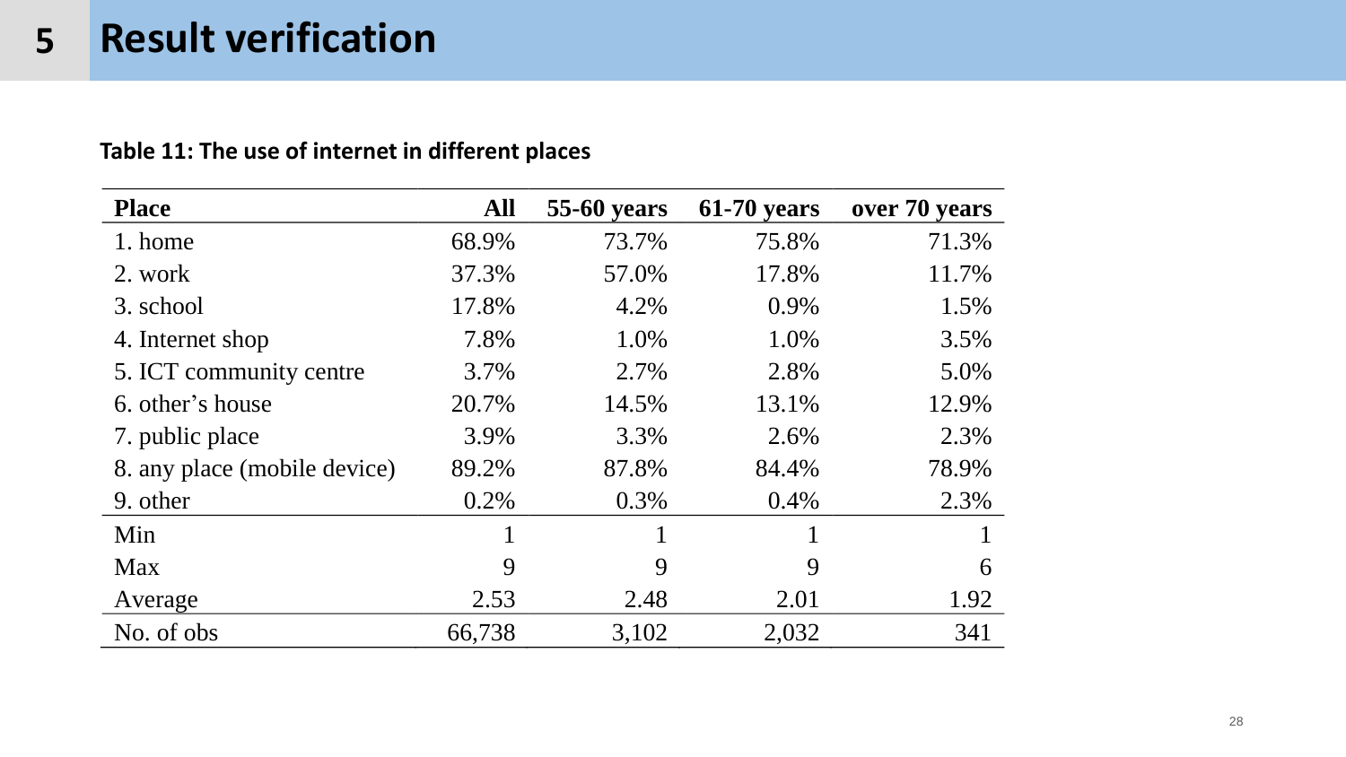# 5 Result verification

**Table 11: The use of internet in different places**

| Place | All | 55-60 years | 61-70 years | over 70 years |
|---|---|---|---|---|
| 1. home | 68.9% | 73.7% | 75.8% | 71.3% |
| 2. work | 37.3% | 57.0% | 17.8% | 11.7% |
| 3. school | 17.8% | 4.2% | 0.9% | 1.5% |
| 4. Internet shop | 7.8% | 1.0% | 1.0% | 3.5% |
| 5. ICT community centre | 3.7% | 2.7% | 2.8% | 5.0% |
| 6. other's house | 20.7% | 14.5% | 13.1% | 12.9% |
| 7. public place | 3.9% | 3.3% | 2.6% | 2.3% |
| 8. any place (mobile device) | 89.2% | 87.8% | 84.4% | 78.9% |
| 9. other | 0.2% | 0.3% | 0.4% | 2.3% |
| Min | 1 | 1 | 1 | 1 |
| Max | 9 | 9 | 9 | 6 |
| Average | 2.53 | 2.48 | 2.01 | 1.92 |
| No. of obs | 66,738 | 3,102 | 2,032 | 341 |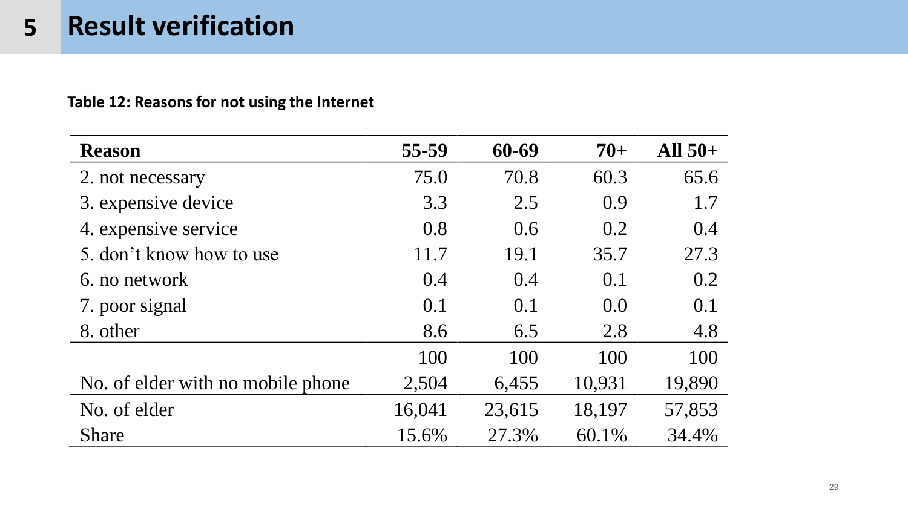# 5 Result verification

**Table 12: Reasons for not using the Internet**

| Reason | 55-59 | 60-69 | 70+ | All 50+ |
|---|---|---|---|---|
| 2. not necessary | 75.0 | 70.8 | 60.3 | 65.6 |
| 3. expensive device | 3.3 | 2.5 | 0.9 | 1.7 |
| 4. expensive service | 0.8 | 0.6 | 0.2 | 0.4 |
| 5. don't know how to use | 11.7 | 19.1 | 35.7 | 27.3 |
| 6. no network | 0.4 | 0.4 | 0.1 | 0.2 |
| 7. poor signal | 0.1 | 0.1 | 0.0 | 0.1 |
| 8. other | 8.6 | 6.5 | 2.8 | 4.8 |
| | 100 | 100 | 100 | 100 |
| No. of elder with no mobile phone | 2,504 | 6,455 | 10,931 | 19,890 |
| No. of elder | 16,041 | 23,615 | 18,197 | 57,853 |
| Share | 15.6% | 27.3% | 60.1% | 34.4% |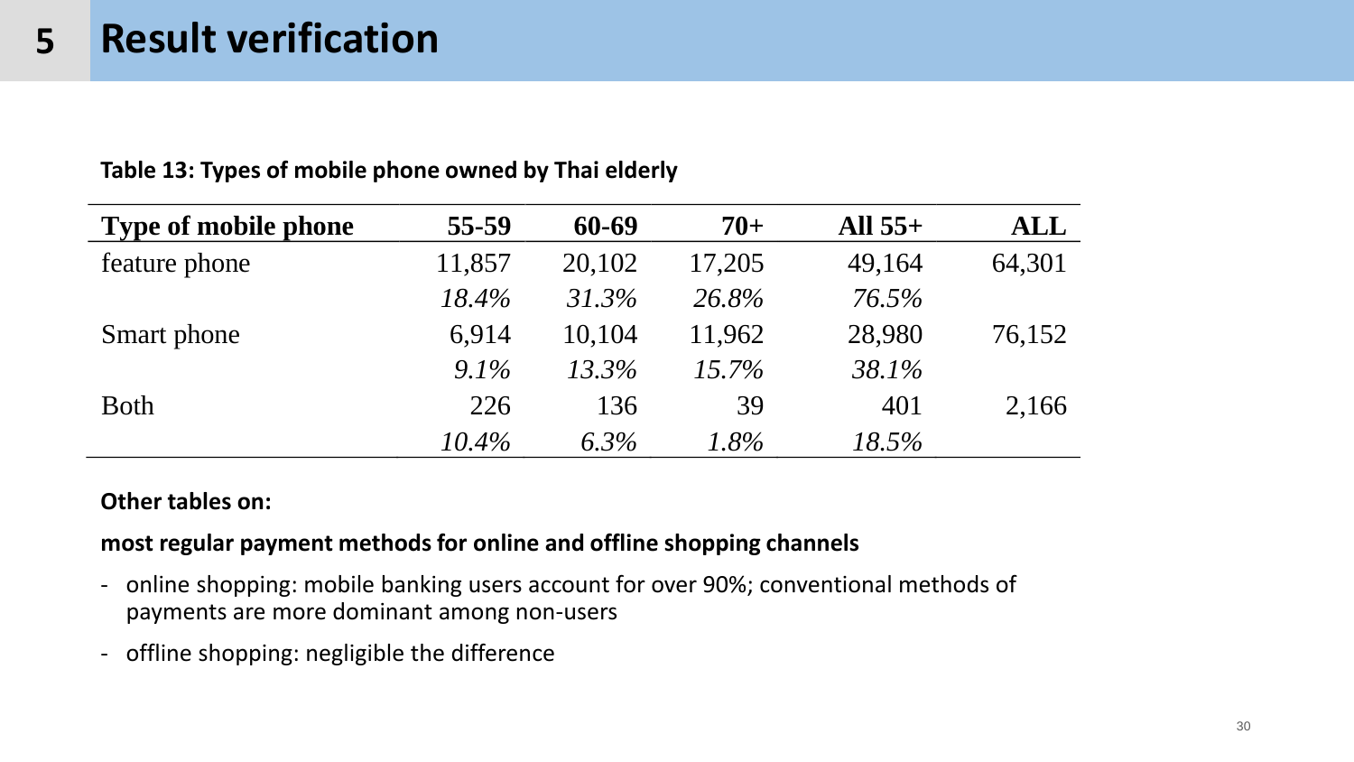# 5 Result verification

**Table 13: Types of mobile phone owned by Thai elderly**

| Type of mobile phone | 55-59 | 60-69 | 70+ | All 55+ | ALL |
|---|---|---|---|---|---|
| feature phone | 11,857 | 20,102 | 17,205 | 49,164 | 64,301 |
| | *18.4%* | *31.3%* | *26.8%* | *76.5%* | |
| Smart phone | 6,914 | 10,104 | 11,962 | 28,980 | 76,152 |
| | *9.1%* | *13.3%* | *15.7%* | *38.1%* | |
| Both | 226 | 136 | 39 | 401 | 2,166 |
| | *10.4%* | *6.3%* | *1.8%* | *18.5%* | |

**Other tables on:**

**most regular payment methods for online and offline shopping channels**

- online shopping: mobile banking users account for over 90%; conventional methods of payments are more dominant among non-users
- offline shopping: negligible the difference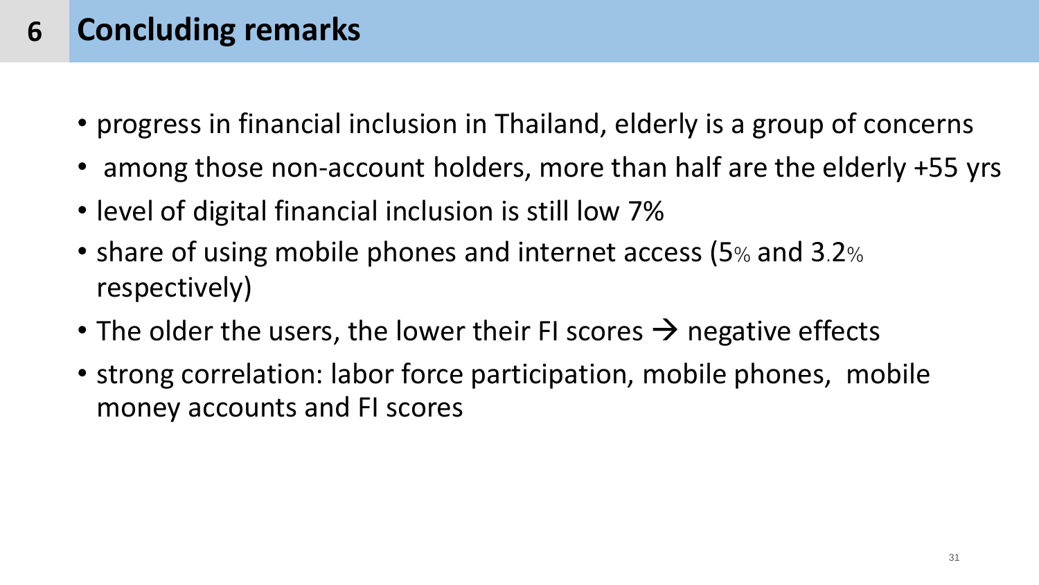## 6 Concluding remarks

- progress in financial inclusion in Thailand, elderly is a group of concerns
- among those non-account holders, more than half are the elderly +55 yrs
- level of digital financial inclusion is still low 7%
- share of using mobile phones and internet access (5% and 3.2% respectively)
- The older the users, the lower their FI scores → negative effects
- strong correlation: labor force participation, mobile phones, mobile money accounts and FI scores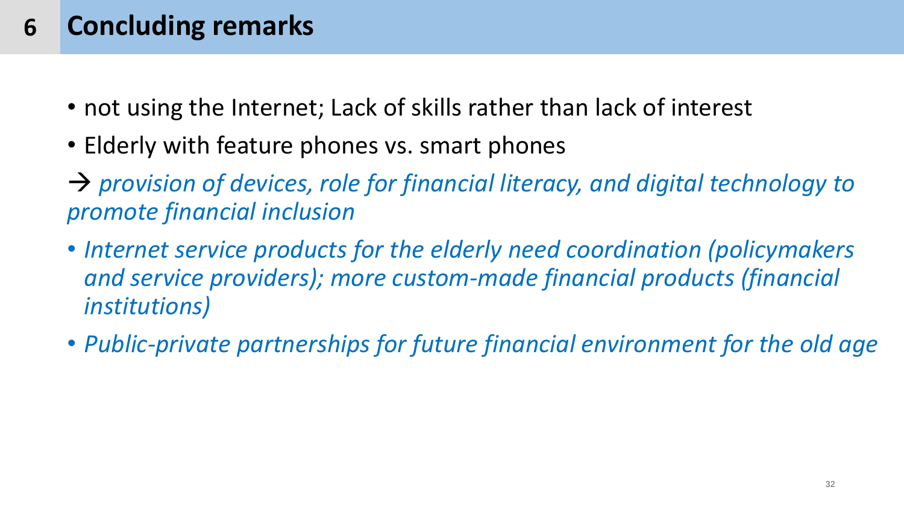# 6 Concluding remarks

- not using the Internet; Lack of skills rather than lack of interest
- Elderly with feature phones vs. smart phones

→ *provision of devices, role for financial literacy, and digital technology to promote financial inclusion*

- *Internet service products for the elderly need coordination (policymakers and service providers); more custom-made financial products (financial institutions)*
- *Public-private partnerships for future financial environment for the old age*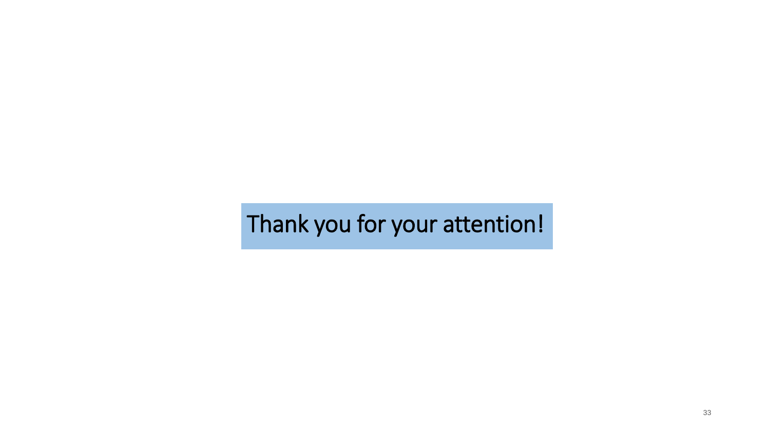Thank you for your attention!